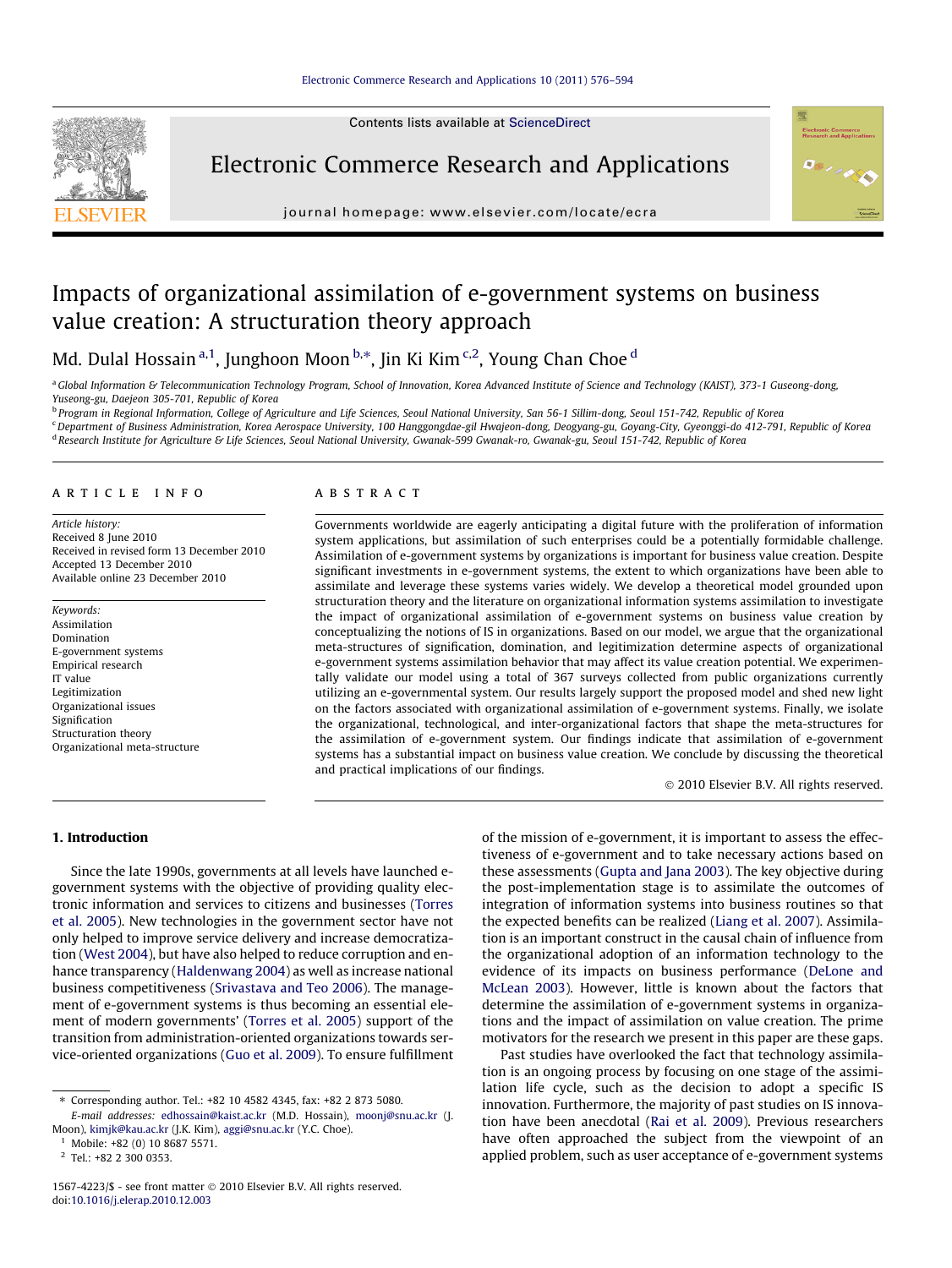# Impacts of organizational assimilation of e-government systems on business value creation: A structuration theory approach

Md. Dulal Hossain [a,1], Junghoon Moon [b,*], Jin Ki Kim [c,2], Young Chan Choe [d]

[a] Global Information & Telecommunication Technology Program, School of Innovation, Korea Advanced Institute of Science and Technology (KAIST), 373-1 Guseong-dong, Yuseong-gu, Daejeon 305-701, Republic of Korea

[b] Program in Regional Information, College of Agriculture and Life Sciences, Seoul National University, San 56-1 Sillim-dong, Seoul 151-742, Republic of Korea

[c] Department of Business Administration, Korea Aerospace University, 100 Hanggongdae-gil Hwajeon-dong, Deogyang-gu, Goyang-City, Gyeonggi-do 412-791, Republic of Korea

[d] Research Institute for Agriculture & Life Sciences, Seoul National University, Gwanak-599 Gwanak-ro, Gwanak-gu, Seoul 151-742, Republic of Korea

**ARTICLE INFO**

*Article history:*
Received 8 June 2010
Received in revised form 13 December 2010
Accepted 13 December 2010
Available online 23 December 2010

*Keywords:*
Assimilation
Domination
E-government systems
Empirical research
IT value
Legitimization
Organizational issues
Signification
Structuration theory
Organizational meta-structure

**ABSTRACT**

Governments worldwide are eagerly anticipating a digital future with the proliferation of information system applications, but assimilation of such enterprises could be a potentially formidable challenge. Assimilation of e-government systems by organizations is important for business value creation. Despite significant investments in e-government systems, the extent to which organizations have been able to assimilate and leverage these systems varies widely. We develop a theoretical model grounded upon structuration theory and the literature on organizational information systems assimilation to investigate the impact of organizational assimilation of e-government systems on business value creation by conceptualizing the notions of IS in organizations. Based on our model, we argue that the organizational meta-structures of signification, domination, and legitimization determine aspects of organizational e-government systems assimilation behavior that may affect its value creation potential. We experimentally validate our model using a total of 367 surveys collected from public organizations currently utilizing an e-governmental system. Our results largely support the proposed model and shed new light on the factors associated with organizational assimilation of e-government systems. Finally, we isolate the organizational, technological, and inter-organizational factors that shape the meta-structures for the assimilation of e-government system. Our findings indicate that assimilation of e-government systems has a substantial impact on business value creation. We conclude by discussing the theoretical and practical implications of our findings.

© 2010 Elsevier B.V. All rights reserved.

## 1. Introduction

Since the late 1990s, governments at all levels have launched e-government systems with the objective of providing quality electronic information and services to citizens and businesses (Torres et al. 2005). New technologies in the government sector have not only helped to improve service delivery and increase democratization (West 2004), but have also helped to reduce corruption and enhance transparency (Haldenwang 2004) as well as increase national business competitiveness (Srivastava and Teo 2006). The management of e-government systems is thus becoming an essential element of modern governments' (Torres et al. 2005) support of the transition from administration-oriented organizations towards service-oriented organizations (Guo et al. 2009). To ensure fulfillment of the mission of e-government, it is important to assess the effectiveness of e-government and to take necessary actions based on these assessments (Gupta and Jana 2003). The key objective during the post-implementation stage is to assimilate the outcomes of integration of information systems into business routines so that the expected benefits can be realized (Liang et al. 2007). Assimilation is an important construct in the causal chain of influence from the organizational adoption of an information technology to the evidence of its impacts on business performance (DeLone and McLean 2003). However, little is known about the factors that determine the assimilation of e-government systems in organizations and the impact of assimilation on value creation. The prime motivators for the research we present in this paper are these gaps.

Past studies have overlooked the fact that technology assimilation is an ongoing process by focusing on one stage of the assimilation life cycle, such as the decision to adopt a specific IS innovation. Furthermore, the majority of past studies on IS innovation have been anecdotal (Rai et al. 2009). Previous researchers have often approached the subject from the viewpoint of an applied problem, such as user acceptance of e-government systems

---

* Corresponding author. Tel.: +82 10 4582 4345, fax: +82 2 873 5080.
*E-mail addresses:* edhossain@kaist.ac.kr (M.D. Hossain), moonj@snu.ac.kr (J. Moon), kimjk@kau.ac.kr (J.K. Kim), aggi@snu.ac.kr (Y.C. Choe).

[1] Mobile: +82 (0) 10 8687 5571.

[2] Tel.: +82 2 300 0353.

1567-4223/$ - see front matter © 2010 Elsevier B.V. All rights reserved.
doi:10.1016/j.elerap.2010.12.003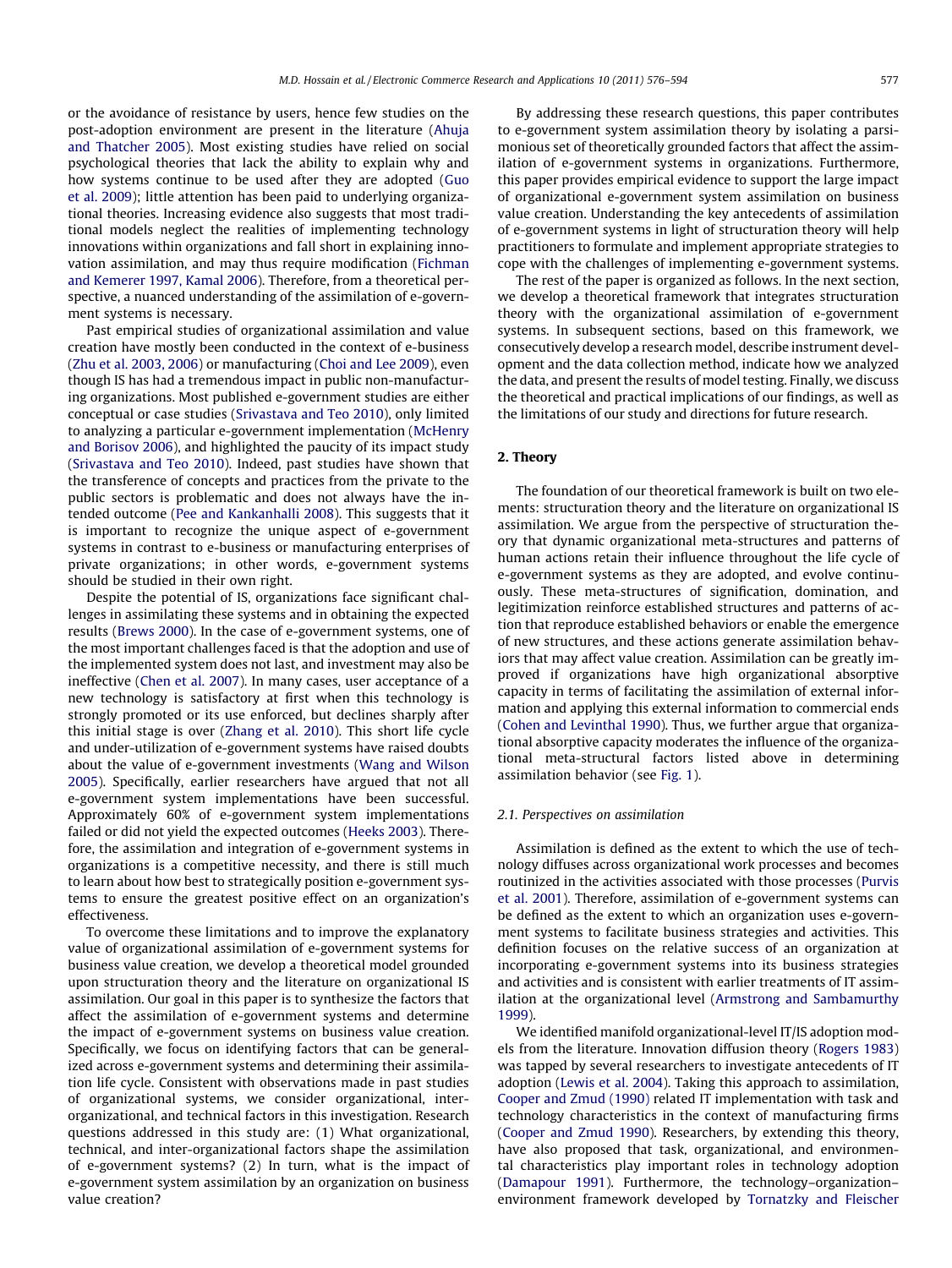or the avoidance of resistance by users, hence few studies on the post-adoption environment are present in the literature (Ahuja and Thatcher 2005). Most existing studies have relied on social psychological theories that lack the ability to explain why and how systems continue to be used after they are adopted (Guo et al. 2009); little attention has been paid to underlying organizational theories. Increasing evidence also suggests that most traditional models neglect the realities of implementing technology innovations within organizations and fall short in explaining innovation assimilation, and may thus require modification (Fichman and Kemerer 1997, Kamal 2006). Therefore, from a theoretical perspective, a nuanced understanding of the assimilation of e-government systems is necessary.

Past empirical studies of organizational assimilation and value creation have mostly been conducted in the context of e-business (Zhu et al. 2003, 2006) or manufacturing (Choi and Lee 2009), even though IS has had a tremendous impact in public non-manufacturing organizations. Most published e-government studies are either conceptual or case studies (Srivastava and Teo 2010), only limited to analyzing a particular e-government implementation (McHenry and Borisov 2006), and highlighted the paucity of its impact study (Srivastava and Teo 2010). Indeed, past studies have shown that the transference of concepts and practices from the private to the public sectors is problematic and does not always have the intended outcome (Pee and Kankanhalli 2008). This suggests that it is important to recognize the unique aspect of e-government systems in contrast to e-business or manufacturing enterprises of private organizations; in other words, e-government systems should be studied in their own right.

Despite the potential of IS, organizations face significant challenges in assimilating these systems and in obtaining the expected results (Brews 2000). In the case of e-government systems, one of the most important challenges faced is that the adoption and use of the implemented system does not last, and investment may also be ineffective (Chen et al. 2007). In many cases, user acceptance of a new technology is satisfactory at first when this technology is strongly promoted or its use enforced, but declines sharply after this initial stage is over (Zhang et al. 2010). This short life cycle and under-utilization of e-government systems have raised doubts about the value of e-government investments (Wang and Wilson 2005). Specifically, earlier researchers have argued that not all e-government system implementations have been successful. Approximately 60% of e-government system implementations failed or did not yield the expected outcomes (Heeks 2003). Therefore, the assimilation and integration of e-government systems in organizations is a competitive necessity, and there is still much to learn about how best to strategically position e-government systems to ensure the greatest positive effect on an organization's effectiveness.

To overcome these limitations and to improve the explanatory value of organizational assimilation of e-government systems for business value creation, we develop a theoretical model grounded upon structuration theory and the literature on organizational IS assimilation. Our goal in this paper is to synthesize the factors that affect the assimilation of e-government systems and determine the impact of e-government systems on business value creation. Specifically, we focus on identifying factors that can be generalized across e-government systems and determining their assimilation life cycle. Consistent with observations made in past studies of organizational systems, we consider organizational, inter-organizational, and technical factors in this investigation. Research questions addressed in this study are: (1) What organizational, technical, and inter-organizational factors shape the assimilation of e-government systems? (2) In turn, what is the impact of e-government system assimilation by an organization on business value creation?

By addressing these research questions, this paper contributes to e-government system assimilation theory by isolating a parsimonious set of theoretically grounded factors that affect the assimilation of e-government systems in organizations. Furthermore, this paper provides empirical evidence to support the large impact of organizational e-government system assimilation on business value creation. Understanding the key antecedents of assimilation of e-government systems in light of structuration theory will help practitioners to formulate and implement appropriate strategies to cope with the challenges of implementing e-government systems.

The rest of the paper is organized as follows. In the next section, we develop a theoretical framework that integrates structuration theory with the organizational assimilation of e-government systems. In subsequent sections, based on this framework, we consecutively develop a research model, describe instrument development and the data collection method, indicate how we analyzed the data, and present the results of model testing. Finally, we discuss the theoretical and practical implications of our findings, as well as the limitations of our study and directions for future research.

## 2. Theory

The foundation of our theoretical framework is built on two elements: structuration theory and the literature on organizational IS assimilation. We argue from the perspective of structuration theory that dynamic organizational meta-structures and patterns of human actions retain their influence throughout the life cycle of e-government systems as they are adopted, and evolve continuously. These meta-structures of signification, domination, and legitimization reinforce established structures and patterns of action that reproduce established behaviors or enable the emergence of new structures, and these actions generate assimilation behaviors that may affect value creation. Assimilation can be greatly improved if organizations have high organizational absorptive capacity in terms of facilitating the assimilation of external information and applying this external information to commercial ends (Cohen and Levinthal 1990). Thus, we further argue that organizational absorptive capacity moderates the influence of the organizational meta-structural factors listed above in determining assimilation behavior (see Fig. 1).

### 2.1. Perspectives on assimilation

Assimilation is defined as the extent to which the use of technology diffuses across organizational work processes and becomes routinized in the activities associated with those processes (Purvis et al. 2001). Therefore, assimilation of e-government systems can be defined as the extent to which an organization uses e-government systems to facilitate business strategies and activities. This definition focuses on the relative success of an organization at incorporating e-government systems into its business strategies and activities and is consistent with earlier treatments of IT assimilation at the organizational level (Armstrong and Sambamurthy 1999).

We identified manifold organizational-level IT/IS adoption models from the literature. Innovation diffusion theory (Rogers 1983) was tapped by several researchers to investigate antecedents of IT adoption (Lewis et al. 2004). Taking this approach to assimilation, Cooper and Zmud (1990) related IT implementation with task and technology characteristics in the context of manufacturing firms (Cooper and Zmud 1990). Researchers, by extending this theory, have also proposed that task, organizational, and environmental characteristics play important roles in technology adoption (Damapour 1991). Furthermore, the technology–organization–environment framework developed by Tornatzky and Fleischer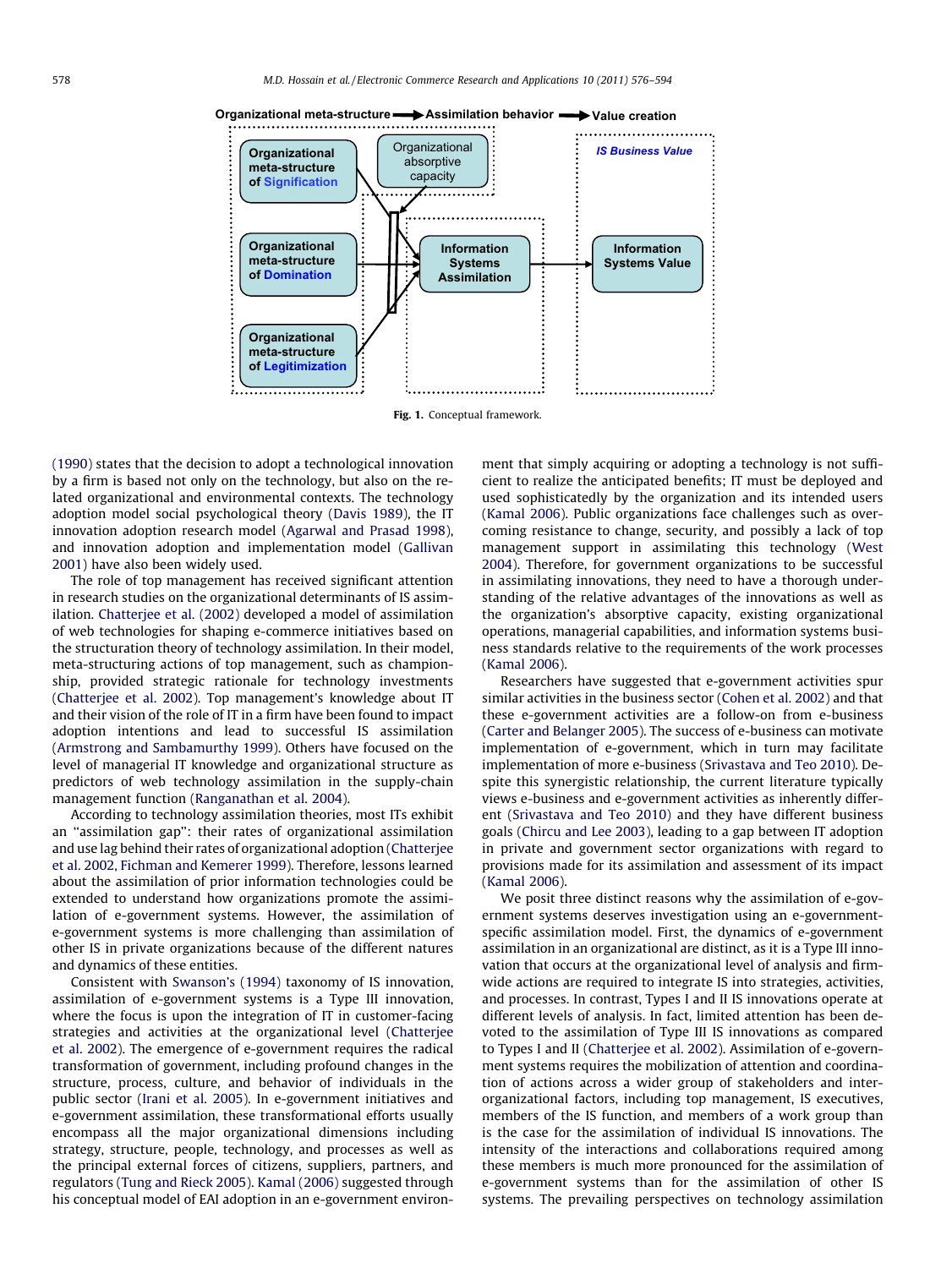Fig. 1. Conceptual framework.

(1990) states that the decision to adopt a technological innovation by a firm is based not only on the technology, but also on the related organizational and environmental contexts. The technology adoption model social psychological theory (Davis 1989), the IT innovation adoption research model (Agarwal and Prasad 1998), and innovation adoption and implementation model (Gallivan 2001) have also been widely used.

The role of top management has received significant attention in research studies on the organizational determinants of IS assimilation. Chatterjee et al. (2002) developed a model of assimilation of web technologies for shaping e-commerce initiatives based on the structuration theory of technology assimilation. In their model, meta-structuring actions of top management, such as championship, provided strategic rationale for technology investments (Chatterjee et al. 2002). Top management's knowledge about IT and their vision of the role of IT in a firm have been found to impact adoption intentions and lead to successful IS assimilation (Armstrong and Sambamurthy 1999). Others have focused on the level of managerial IT knowledge and organizational structure as predictors of web technology assimilation in the supply-chain management function (Ranganathan et al. 2004).

According to technology assimilation theories, most ITs exhibit an "assimilation gap": their rates of organizational assimilation and use lag behind their rates of organizational adoption (Chatterjee et al. 2002, Fichman and Kemerer 1999). Therefore, lessons learned about the assimilation of prior information technologies could be extended to understand how organizations promote the assimilation of e-government systems. However, the assimilation of e-government systems is more challenging than assimilation of other IS in private organizations because of the different natures and dynamics of these entities.

Consistent with Swanson's (1994) taxonomy of IS innovation, assimilation of e-government systems is a Type III innovation, where the focus is upon the integration of IT in customer-facing strategies and activities at the organizational level (Chatterjee et al. 2002). The emergence of e-government requires the radical transformation of government, including profound changes in the structure, process, culture, and behavior of individuals in the public sector (Irani et al. 2005). In e-government initiatives and e-government assimilation, these transformational efforts usually encompass all the major organizational dimensions including strategy, structure, people, technology, and processes as well as the principal external forces of citizens, suppliers, partners, and regulators (Tung and Rieck 2005). Kamal (2006) suggested through his conceptual model of EAI adoption in an e-government environment that simply acquiring or adopting a technology is not sufficient to realize the anticipated benefits; IT must be deployed and used sophisticatedly by the organization and its intended users (Kamal 2006). Public organizations face challenges such as overcoming resistance to change, security, and possibly a lack of top management support in assimilating this technology (West 2004). Therefore, for government organizations to be successful in assimilating innovations, they need to have a thorough understanding of the relative advantages of the innovations as well as the organization's absorptive capacity, existing organizational operations, managerial capabilities, and information systems business standards relative to the requirements of the work processes (Kamal 2006).

Researchers have suggested that e-government activities spur similar activities in the business sector (Cohen et al. 2002) and that these e-government activities are a follow-on from e-business (Carter and Belanger 2005). The success of e-business can motivate implementation of e-government, which in turn may facilitate implementation of more e-business (Srivastava and Teo 2010). Despite this synergistic relationship, the current literature typically views e-business and e-government activities as inherently different (Srivastava and Teo 2010) and they have different business goals (Chircu and Lee 2003), leading to a gap between IT adoption in private and government sector organizations with regard to provisions made for its assimilation and assessment of its impact (Kamal 2006).

We posit three distinct reasons why the assimilation of e-government systems deserves investigation using an e-government-specific assimilation model. First, the dynamics of e-government assimilation in an organizational are distinct, as it is a Type III innovation that occurs at the organizational level of analysis and firm-wide actions are required to integrate IS into strategies, activities, and processes. In contrast, Types I and II IS innovations operate at different levels of analysis. In fact, limited attention has been devoted to the assimilation of Type III IS innovations as compared to Types I and II (Chatterjee et al. 2002). Assimilation of e-government systems requires the mobilization of attention and coordination of actions across a wider group of stakeholders and inter-organizational factors, including top management, IS executives, members of the IS function, and members of a work group than is the case for the assimilation of individual IS innovations. The intensity of the interactions and collaborations required among these members is much more pronounced for the assimilation of e-government systems than for the assimilation of other IS systems. The prevailing perspectives on technology assimilation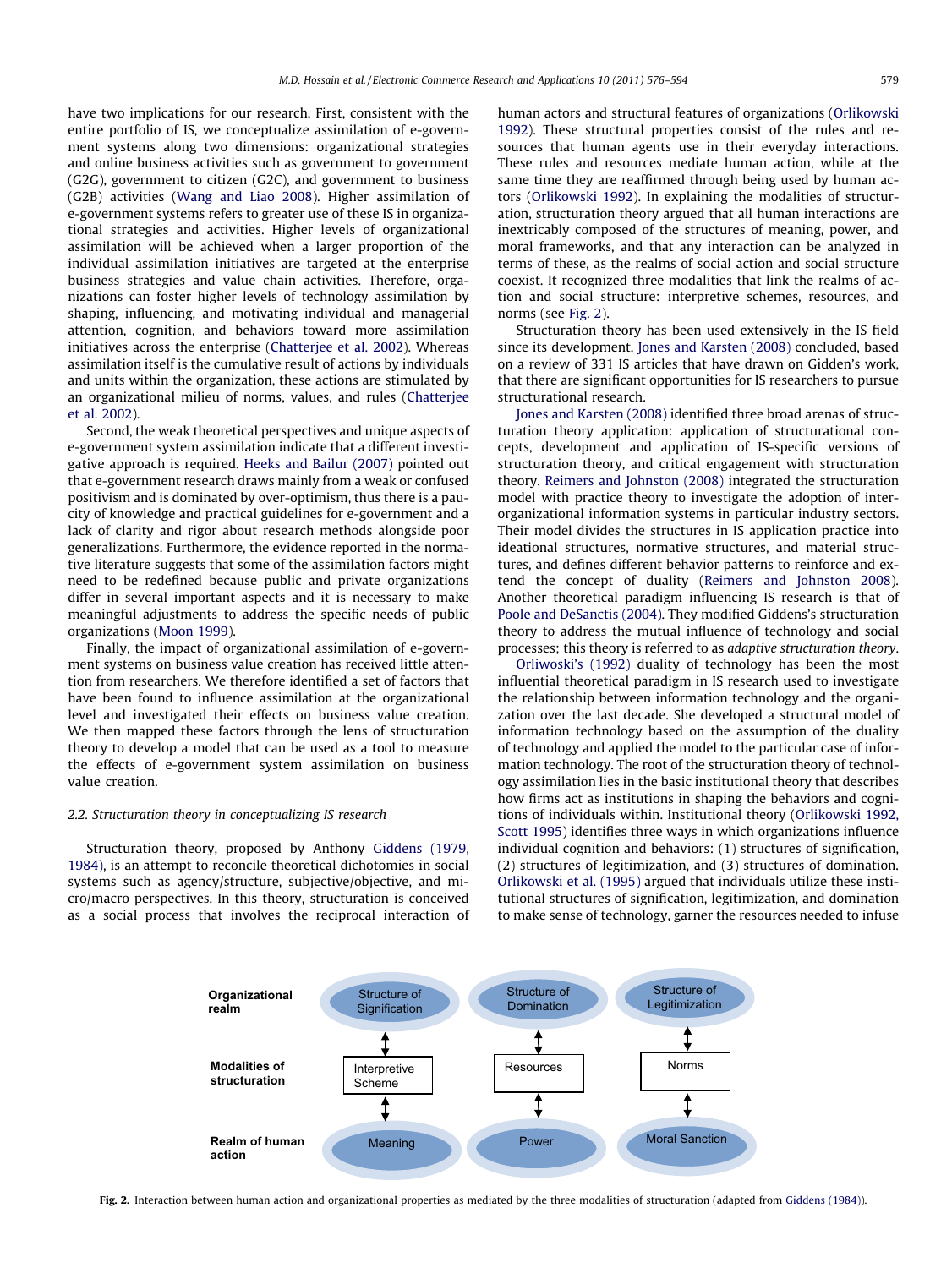have two implications for our research. First, consistent with the entire portfolio of IS, we conceptualize assimilation of e-government systems along two dimensions: organizational strategies and online business activities such as government to government (G2G), government to citizen (G2C), and government to business (G2B) activities (Wang and Liao 2008). Higher assimilation of e-government systems refers to greater use of these IS in organizational strategies and activities. Higher levels of organizational assimilation will be achieved when a larger proportion of the individual assimilation initiatives are targeted at the enterprise business strategies and value chain activities. Therefore, organizations can foster higher levels of technology assimilation by shaping, influencing, and motivating individual and managerial attention, cognition, and behaviors toward more assimilation initiatives across the enterprise (Chatterjee et al. 2002). Whereas assimilation itself is the cumulative result of actions by individuals and units within the organization, these actions are stimulated by an organizational milieu of norms, values, and rules (Chatterjee et al. 2002).

Second, the weak theoretical perspectives and unique aspects of e-government system assimilation indicate that a different investigative approach is required. Heeks and Bailur (2007) pointed out that e-government research draws mainly from a weak or confused positivism and is dominated by over-optimism, thus there is a paucity of knowledge and practical guidelines for e-government and a lack of clarity and rigor about research methods alongside poor generalizations. Furthermore, the evidence reported in the normative literature suggests that some of the assimilation factors might need to be redefined because public and private organizations differ in several important aspects and it is necessary to make meaningful adjustments to address the specific needs of public organizations (Moon 1999).

Finally, the impact of organizational assimilation of e-government systems on business value creation has received little attention from researchers. We therefore identified a set of factors that have been found to influence assimilation at the organizational level and investigated their effects on business value creation. We then mapped these factors through the lens of structuration theory to develop a model that can be used as a tool to measure the effects of e-government system assimilation on business value creation.

### 2.2. Structuration theory in conceptualizing IS research

Structuration theory, proposed by Anthony Giddens (1979, 1984), is an attempt to reconcile theoretical dichotomies in social systems such as agency/structure, subjective/objective, and micro/macro perspectives. In this theory, structuration is conceived as a social process that involves the reciprocal interaction of human actors and structural features of organizations (Orlikowski 1992). These structural properties consist of the rules and resources that human agents use in their everyday interactions. These rules and resources mediate human action, while at the same time they are reaffirmed through being used by human actors (Orlikowski 1992). In explaining the modalities of structuration, structuration theory argued that all human interactions are inextricably composed of the structures of meaning, power, and moral frameworks, and that any interaction can be analyzed in terms of these, as the realms of social action and social structure coexist. It recognized three modalities that link the realms of action and social structure: interpretive schemes, resources, and norms (see Fig. 2).

Structuration theory has been used extensively in the IS field since its development. Jones and Karsten (2008) concluded, based on a review of 331 IS articles that have drawn on Gidden's work, that there are significant opportunities for IS researchers to pursue structurational research.

Jones and Karsten (2008) identified three broad arenas of structuration theory application: application of structurational concepts, development and application of IS-specific versions of structuration theory, and critical engagement with structuration theory. Reimers and Johnston (2008) integrated the structuration model with practice theory to investigate the adoption of inter-organizational information systems in particular industry sectors. Their model divides the structures in IS application practice into ideational structures, normative structures, and material structures, and defines different behavior patterns to reinforce and extend the concept of duality (Reimers and Johnston 2008). Another theoretical paradigm influencing IS research is that of Poole and DeSanctis (2004). They modified Giddens's structuration theory to address the mutual influence of technology and social processes; this theory is referred to as *adaptive structuration theory*.

Orliwoski's (1992) duality of technology has been the most influential theoretical paradigm in IS research used to investigate the relationship between information technology and the organization over the last decade. She developed a structural model of information technology based on the assumption of the duality of technology and applied the model to the particular case of information technology. The root of the structuration theory of technology assimilation lies in the basic institutional theory that describes how firms act as institutions in shaping the behaviors and cognitions of individuals within. Institutional theory (Orlikowski 1992, Scott 1995) identifies three ways in which organizations influence individual cognition and behaviors: (1) structures of signification, (2) structures of legitimization, and (3) structures of domination. Orlikowski et al. (1995) argued that individuals utilize these institutional structures of signification, legitimization, and domination to make sense of technology, garner the resources needed to infuse

**Fig. 2.** Interaction between human action and organizational properties as mediated by the three modalities of structuration (adapted from Giddens (1984)).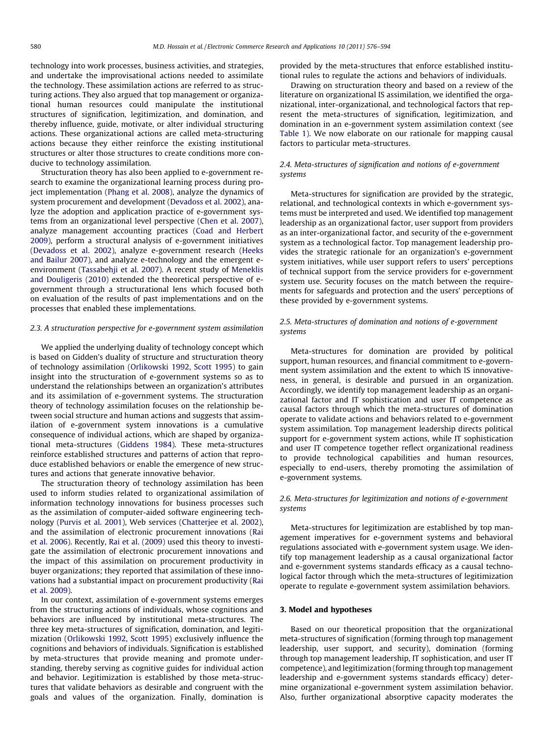technology into work processes, business activities, and strategies, and undertake the improvisational actions needed to assimilate the technology. These assimilation actions are referred to as structuring actions. They also argued that top management or organizational human resources could manipulate the institutional structures of signification, legitimization, and domination, and thereby influence, guide, motivate, or alter individual structuring actions. These organizational actions are called meta-structuring actions because they either reinforce the existing institutional structures or alter those structures to create conditions more conducive to technology assimilation.

Structuration theory has also been applied to e-government research to examine the organizational learning process during project implementation (Phang et al. 2008), analyze the dynamics of system procurement and development (Devadoss et al. 2002), analyze the adoption and application practice of e-government systems from an organizational level perspective (Chen et al. 2007), analyze management accounting practices (Coad and Herbert 2009), perform a structural analysis of e-government initiatives (Devadoss et al. 2002), analyze e-government research (Heeks and Bailur 2007), and analyze e-technology and the emergent e-environment (Tassabehji et al. 2007). A recent study of Meneklis and Douligeris (2010) extended the theoretical perspective of e-government through a structurational lens which focused both on evaluation of the results of past implementations and on the processes that enabled these implementations.

### 2.3. A structuration perspective for e-government system assimilation

We applied the underlying duality of technology concept which is based on Gidden's duality of structure and structuration theory of technology assimilation (Orlikowski 1992, Scott 1995) to gain insight into the structuration of e-government systems so as to understand the relationships between an organization's attributes and its assimilation of e-government systems. The structuration theory of technology assimilation focuses on the relationship between social structure and human actions and suggests that assimilation of e-government system innovations is a cumulative consequence of individual actions, which are shaped by organizational meta-structures (Giddens 1984). These meta-structures reinforce established structures and patterns of action that reproduce established behaviors or enable the emergence of new structures and actions that generate innovative behavior.

The structuration theory of technology assimilation has been used to inform studies related to organizational assimilation of information technology innovations for business processes such as the assimilation of computer-aided software engineering technology (Purvis et al. 2001), Web services (Chatterjee et al. 2002), and the assimilation of electronic procurement innovations (Rai et al. 2006). Recently, Rai et al. (2009) used this theory to investigate the assimilation of electronic procurement innovations and the impact of this assimilation on procurement productivity in buyer organizations; they reported that assimilation of these innovations had a substantial impact on procurement productivity (Rai et al. 2009).

In our context, assimilation of e-government systems emerges from the structuring actions of individuals, whose cognitions and behaviors are influenced by institutional meta-structures. The three key meta-structures of signification, domination, and legitimization (Orlikowski 1992, Scott 1995) exclusively influence the cognitions and behaviors of individuals. Signification is established by meta-structures that provide meaning and promote understanding, thereby serving as cognitive guides for individual action and behavior. Legitimization is established by those meta-structures that validate behaviors as desirable and congruent with the goals and values of the organization. Finally, domination is provided by the meta-structures that enforce established institutional rules to regulate the actions and behaviors of individuals.

Drawing on structuration theory and based on a review of the literature on organizational IS assimilation, we identified the organizational, inter-organizational, and technological factors that represent the meta-structures of signification, legitimization, and domination in an e-government system assimilation context (see Table 1). We now elaborate on our rationale for mapping causal factors to particular meta-structures.

### 2.4. Meta-structures of signification and notions of e-government systems

Meta-structures for signification are provided by the strategic, relational, and technological contexts in which e-government systems must be interpreted and used. We identified top management leadership as an organizational factor, user support from providers as an inter-organizational factor, and security of the e-government system as a technological factor. Top management leadership provides the strategic rationale for an organization's e-government system initiatives, while user support refers to users' perceptions of technical support from the service providers for e-government system use. Security focuses on the match between the requirements for safeguards and protection and the users' perceptions of these provided by e-government systems.

### 2.5. Meta-structures of domination and notions of e-government systems

Meta-structures for domination are provided by political support, human resources, and financial commitment to e-government system assimilation and the extent to which IS innovativeness, in general, is desirable and pursued in an organization. Accordingly, we identify top management leadership as an organizational factor and IT sophistication and user IT competence as causal factors through which the meta-structures of domination operate to validate actions and behaviors related to e-government system assimilation. Top management leadership directs political support for e-government system actions, while IT sophistication and user IT competence together reflect organizational readiness to provide technological capabilities and human resources, especially to end-users, thereby promoting the assimilation of e-government systems.

### 2.6. Meta-structures for legitimization and notions of e-government systems

Meta-structures for legitimization are established by top management imperatives for e-government systems and behavioral regulations associated with e-government system usage. We identify top management leadership as a causal organizational factor and e-government systems standards efficacy as a causal technological factor through which the meta-structures of legitimization operate to regulate e-government system assimilation behaviors.

## 3. Model and hypotheses

Based on our theoretical proposition that the organizational meta-structures of signification (forming through top management leadership, user support, and security), domination (forming through top management leadership, IT sophistication, and user IT competence), and legitimization (forming through top management leadership and e-government systems standards efficacy) determine organizational e-government system assimilation behavior. Also, further organizational absorptive capacity moderates the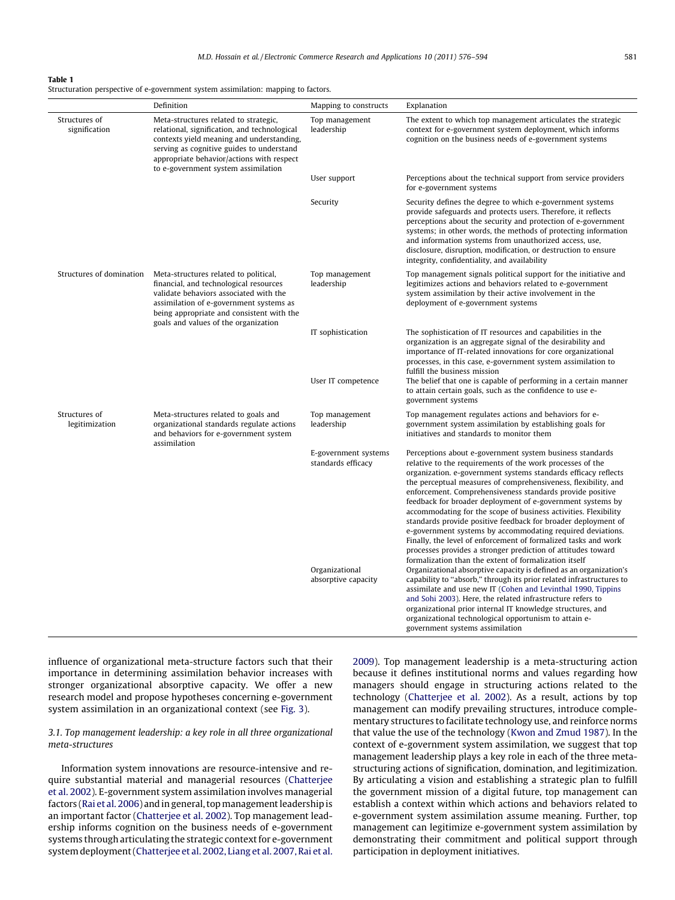**Table 1**
Structuration perspective of e-government system assimilation: mapping to factors.

| | Definition | Mapping to constructs | Explanation |
|---|---|---|---|
| Structures of signification | Meta-structures related to strategic, relational, signification, and technological contexts yield meaning and understanding, serving as cognitive guides to understand appropriate behavior/actions with respect to e-government system assimilation | Top management leadership | The extent to which top management articulates the strategic context for e-government system deployment, which informs cognition on the business needs of e-government systems |
| | | User support | Perceptions about the technical support from service providers for e-government systems |
| | | Security | Security defines the degree to which e-government systems provide safeguards and protects users. Therefore, it reflects perceptions about the security and protection of e-government systems; in other words, the methods of protecting information and information systems from unauthorized access, use, disclosure, disruption, modification, or destruction to ensure integrity, confidentiality, and availability |
| Structures of domination | Meta-structures related to political, financial, and technological resources validate behaviors associated with the assimilation of e-government systems as being appropriate and consistent with the goals and values of the organization | Top management leadership | Top management signals political support for the initiative and legitimizes actions and behaviors related to e-government system assimilation by their active involvement in the deployment of e-government systems |
| | | IT sophistication | The sophistication of IT resources and capabilities in the organization is an aggregate signal of the desirability and importance of IT-related innovations for core organizational processes, in this case, e-government system assimilation to fulfill the business mission |
| | | User IT competence | The belief that one is capable of performing in a certain manner to attain certain goals, such as the confidence to use e-government systems |
| Structures of legitimization | Meta-structures related to goals and organizational standards regulate actions and behaviors for e-government system assimilation | Top management leadership | Top management regulates actions and behaviors for e-government system assimilation by establishing goals for initiatives and standards to monitor them |
| | | E-government systems standards efficacy | Perceptions about e-government system business standards relative to the requirements of the work processes of the organization. e-government systems standards efficacy reflects the perceptual measures of comprehensiveness, flexibility, and enforcement. Comprehensiveness standards provide positive feedback for broader deployment of e-government systems by accommodating for the scope of business activities. Flexibility standards provide positive feedback for broader deployment of e-government systems by accommodating required deviations. Finally, the level of enforcement of formalized tasks and work processes provides a stronger prediction of attitudes toward formalization than the extent of formalization itself |
| | | Organizational absorptive capacity | Organizational absorptive capacity is defined as an organization's capability to "absorb," through its prior related infrastructures to assimilate and use new IT (Cohen and Levinthal 1990, Tippins and Sohi 2003). Here, the related infrastructure refers to organizational prior internal IT knowledge structures, and organizational technological opportunism to attain e-government systems assimilation |

influence of organizational meta-structure factors such that their importance in determining assimilation behavior increases with stronger organizational absorptive capacity. We offer a new research model and propose hypotheses concerning e-government system assimilation in an organizational context (see Fig. 3).

### 3.1. Top management leadership: a key role in all three organizational meta-structures

Information system innovations are resource-intensive and require substantial material and managerial resources (Chatterjee et al. 2002). E-government system assimilation involves managerial factors (Rai et al. 2006) and in general, top management leadership is an important factor (Chatterjee et al. 2002). Top management leadership informs cognition on the business needs of e-government systems through articulating the strategic context for e-government system deployment (Chatterjee et al. 2002, Liang et al. 2007, Rai et al. 2009). Top management leadership is a meta-structuring action because it defines institutional norms and values regarding how managers should engage in structuring actions related to the technology (Chatterjee et al. 2002). As a result, actions by top management can modify prevailing structures, introduce complementary structures to facilitate technology use, and reinforce norms that value the use of the technology (Kwon and Zmud 1987). In the context of e-government system assimilation, we suggest that top management leadership plays a key role in each of the three meta-structuring actions of signification, domination, and legitimization. By articulating a vision and establishing a strategic plan to fulfill the government mission of a digital future, top management can establish a context within which actions and behaviors related to e-government system assimilation assume meaning. Further, top management can legitimize e-government system assimilation by demonstrating their commitment and political support through participation in deployment initiatives.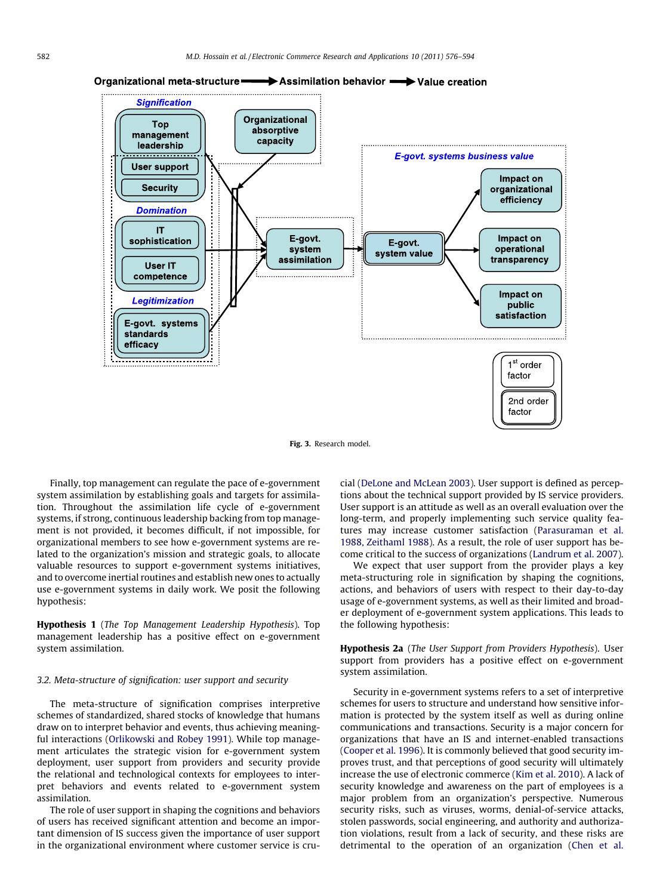Fig. 3. Research model.

Finally, top management can regulate the pace of e-government system assimilation by establishing goals and targets for assimilation. Throughout the assimilation life cycle of e-government systems, if strong, continuous leadership backing from top management is not provided, it becomes difficult, if not impossible, for organizational members to see how e-government systems are related to the organization's mission and strategic goals, to allocate valuable resources to support e-government systems initiatives, and to overcome inertial routines and establish new ones to actually use e-government systems in daily work. We posit the following hypothesis:

**Hypothesis 1** (*The Top Management Leadership Hypothesis*). Top management leadership has a positive effect on e-government system assimilation.

### 3.2. Meta-structure of signification: user support and security

The meta-structure of signification comprises interpretive schemes of standardized, shared stocks of knowledge that humans draw on to interpret behavior and events, thus achieving meaningful interactions (Orlikowski and Robey 1991). While top management articulates the strategic vision for e-government system deployment, user support from providers and security provide the relational and technological contexts for employees to interpret behaviors and events related to e-government system assimilation.

The role of user support in shaping the cognitions and behaviors of users has received significant attention and become an important dimension of IS success given the importance of user support in the organizational environment where customer service is crucial (DeLone and McLean 2003). User support is defined as perceptions about the technical support provided by IS service providers. User support is an attitude as well as an overall evaluation over the long-term, and properly implementing such service quality features may increase customer satisfaction (Parasuraman et al. 1988, Zeithaml 1988). As a result, the role of user support has become critical to the success of organizations (Landrum et al. 2007).

We expect that user support from the provider plays a key meta-structuring role in signification by shaping the cognitions, actions, and behaviors of users with respect to their day-to-day usage of e-government systems, as well as their limited and broader deployment of e-government system applications. This leads to the following hypothesis:

**Hypothesis 2a** (*The User Support from Providers Hypothesis*). User support from providers has a positive effect on e-government system assimilation.

Security in e-government systems refers to a set of interpretive schemes for users to structure and understand how sensitive information is protected by the system itself as well as during online communications and transactions. Security is a major concern for organizations that have an IS and internet-enabled transactions (Cooper et al. 1996). It is commonly believed that good security improves trust, and that perceptions of good security will ultimately increase the use of electronic commerce (Kim et al. 2010). A lack of security knowledge and awareness on the part of employees is a major problem from an organization's perspective. Numerous security risks, such as viruses, worms, denial-of-service attacks, stolen passwords, social engineering, and authority and authorization violations, result from a lack of security, and these risks are detrimental to the operation of an organization (Chen et al.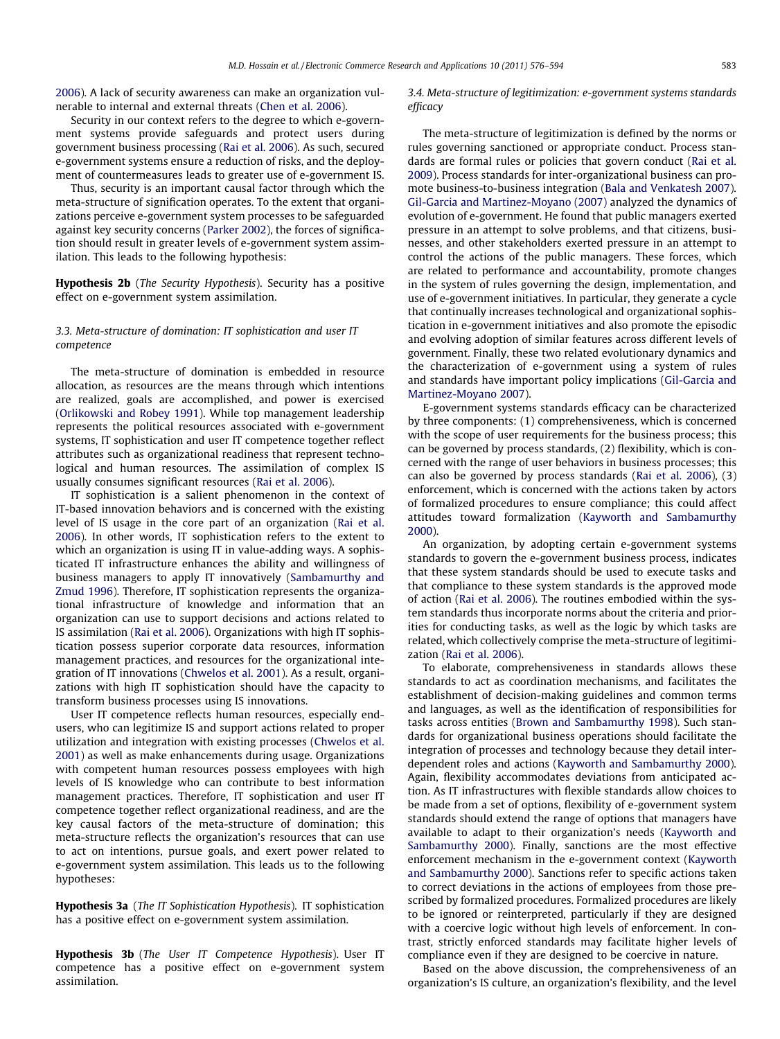2006). A lack of security awareness can make an organization vulnerable to internal and external threats (Chen et al. 2006).

Security in our context refers to the degree to which e-government systems provide safeguards and protect users during government business processing (Rai et al. 2006). As such, secured e-government systems ensure a reduction of risks, and the deployment of countermeasures leads to greater use of e-government IS.

Thus, security is an important causal factor through which the meta-structure of signification operates. To the extent that organizations perceive e-government system processes to be safeguarded against key security concerns (Parker 2002), the forces of signification should result in greater levels of e-government system assimilation. This leads to the following hypothesis:

**Hypothesis 2b** (*The Security Hypothesis*). Security has a positive effect on e-government system assimilation.

### 3.3. Meta-structure of domination: IT sophistication and user IT competence

The meta-structure of domination is embedded in resource allocation, as resources are the means through which intentions are realized, goals are accomplished, and power is exercised (Orlikowski and Robey 1991). While top management leadership represents the political resources associated with e-government systems, IT sophistication and user IT competence together reflect attributes such as organizational readiness that represent technological and human resources. The assimilation of complex IS usually consumes significant resources (Rai et al. 2006).

IT sophistication is a salient phenomenon in the context of IT-based innovation behaviors and is concerned with the existing level of IS usage in the core part of an organization (Rai et al. 2006). In other words, IT sophistication refers to the extent to which an organization is using IT in value-adding ways. A sophisticated IT infrastructure enhances the ability and willingness of business managers to apply IT innovatively (Sambamurthy and Zmud 1996). Therefore, IT sophistication represents the organizational infrastructure of knowledge and information that an organization can use to support decisions and actions related to IS assimilation (Rai et al. 2006). Organizations with high IT sophistication possess superior corporate data resources, information management practices, and resources for the organizational integration of IT innovations (Chwelos et al. 2001). As a result, organizations with high IT sophistication should have the capacity to transform business processes using IS innovations.

User IT competence reflects human resources, especially end-users, who can legitimize IS and support actions related to proper utilization and integration with existing processes (Chwelos et al. 2001) as well as make enhancements during usage. Organizations with competent human resources possess employees with high levels of IS knowledge who can contribute to best information management practices. Therefore, IT sophistication and user IT competence together reflect organizational readiness, and are the key causal factors of the meta-structure of domination; this meta-structure reflects the organization's resources that can use to act on intentions, pursue goals, and exert power related to e-government system assimilation. This leads us to the following hypotheses:

**Hypothesis 3a** (*The IT Sophistication Hypothesis*). IT sophistication has a positive effect on e-government system assimilation.

**Hypothesis 3b** (*The User IT Competence Hypothesis*). User IT competence has a positive effect on e-government system assimilation.

### 3.4. Meta-structure of legitimization: e-government systems standards efficacy

The meta-structure of legitimization is defined by the norms or rules governing sanctioned or appropriate conduct. Process standards are formal rules or policies that govern conduct (Rai et al. 2009). Process standards for inter-organizational business can promote business-to-business integration (Bala and Venkatesh 2007). Gil-Garcia and Martinez-Moyano (2007) analyzed the dynamics of evolution of e-government. He found that public managers exerted pressure in an attempt to solve problems, and that citizens, businesses, and other stakeholders exerted pressure in an attempt to control the actions of the public managers. These forces, which are related to performance and accountability, promote changes in the system of rules governing the design, implementation, and use of e-government initiatives. In particular, they generate a cycle that continually increases technological and organizational sophistication in e-government initiatives and also promote the episodic and evolving adoption of similar features across different levels of government. Finally, these two related evolutionary dynamics and the characterization of e-government using a system of rules and standards have important policy implications (Gil-Garcia and Martinez-Moyano 2007).

E-government systems standards efficacy can be characterized by three components: (1) comprehensiveness, which is concerned with the scope of user requirements for the business process; this can be governed by process standards, (2) flexibility, which is concerned with the range of user behaviors in business processes; this can also be governed by process standards (Rai et al. 2006), (3) enforcement, which is concerned with the actions taken by actors of formalized procedures to ensure compliance; this could affect attitudes toward formalization (Kayworth and Sambamurthy 2000).

An organization, by adopting certain e-government systems standards to govern the e-government business process, indicates that these system standards should be used to execute tasks and that compliance to these system standards is the approved mode of action (Rai et al. 2006). The routines embodied within the system standards thus incorporate norms about the criteria and priorities for conducting tasks, as well as the logic by which tasks are related, which collectively comprise the meta-structure of legitimization (Rai et al. 2006).

To elaborate, comprehensiveness in standards allows these standards to act as coordination mechanisms, and facilitates the establishment of decision-making guidelines and common terms and languages, as well as the identification of responsibilities for tasks across entities (Brown and Sambamurthy 1998). Such standards for organizational business operations should facilitate the integration of processes and technology because they detail interdependent roles and actions (Kayworth and Sambamurthy 2000). Again, flexibility accommodates deviations from anticipated action. As IT infrastructures with flexible standards allow choices to be made from a set of options, flexibility of e-government system standards should extend the range of options that managers have available to adapt to their organization's needs (Kayworth and Sambamurthy 2000). Finally, sanctions are the most effective enforcement mechanism in the e-government context (Kayworth and Sambamurthy 2000). Sanctions refer to specific actions taken to correct deviations in the actions of employees from those prescribed by formalized procedures. Formalized procedures are likely to be ignored or reinterpreted, particularly if they are designed with a coercive logic without high levels of enforcement. In contrast, strictly enforced standards may facilitate higher levels of compliance even if they are designed to be coercive in nature.

Based on the above discussion, the comprehensiveness of an organization's IS culture, an organization's flexibility, and the level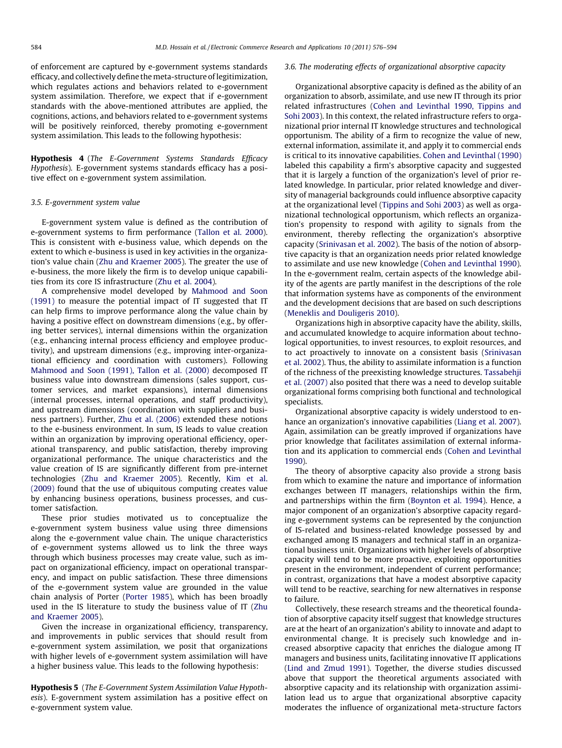of enforcement are captured by e-government systems standards efficacy, and collectively define the meta-structure of legitimization, which regulates actions and behaviors related to e-government system assimilation. Therefore, we expect that if e-government standards with the above-mentioned attributes are applied, the cognitions, actions, and behaviors related to e-government systems will be positively reinforced, thereby promoting e-government system assimilation. This leads to the following hypothesis:

**Hypothesis 4** (*The E-Government Systems Standards Efficacy Hypothesis*). E-government systems standards efficacy has a positive effect on e-government system assimilation.

### 3.5. E-government system value

E-government system value is defined as the contribution of e-government systems to firm performance (Tallon et al. 2000). This is consistent with e-business value, which depends on the extent to which e-business is used in key activities in the organization's value chain (Zhu and Kraemer 2005). The greater the use of e-business, the more likely the firm is to develop unique capabilities from its core IS infrastructure (Zhu et al. 2004).

A comprehensive model developed by Mahmood and Soon (1991) to measure the potential impact of IT suggested that IT can help firms to improve performance along the value chain by having a positive effect on downstream dimensions (e.g., by offering better services), internal dimensions within the organization (e.g., enhancing internal process efficiency and employee productivity), and upstream dimensions (e.g., improving inter-organizational efficiency and coordination with customers). Following Mahmood and Soon (1991), Tallon et al. (2000) decomposed IT business value into downstream dimensions (sales support, customer services, and market expansions), internal dimensions (internal processes, internal operations, and staff productivity), and upstream dimensions (coordination with suppliers and business partners). Further, Zhu et al. (2006) extended these notions to the e-business environment. In sum, IS leads to value creation within an organization by improving operational efficiency, operational transparency, and public satisfaction, thereby improving organizational performance. The unique characteristics and the value creation of IS are significantly different from pre-internet technologies (Zhu and Kraemer 2005). Recently, Kim et al. (2009) found that the use of ubiquitous computing creates value by enhancing business operations, business processes, and customer satisfaction.

These prior studies motivated us to conceptualize the e-government system business value using three dimensions along the e-government value chain. The unique characteristics of e-government systems allowed us to link the three ways through which business processes may create value, such as impact on organizational efficiency, impact on operational transparency, and impact on public satisfaction. These three dimensions of the e-government system value are grounded in the value chain analysis of Porter (Porter 1985), which has been broadly used in the IS literature to study the business value of IT (Zhu and Kraemer 2005).

Given the increase in organizational efficiency, transparency, and improvements in public services that should result from e-government system assimilation, we posit that organizations with higher levels of e-government system assimilation will have a higher business value. This leads to the following hypothesis:

**Hypothesis 5** (*The E-Government System Assimilation Value Hypothesis*). E-government system assimilation has a positive effect on e-government system value.

### 3.6. The moderating effects of organizational absorptive capacity

Organizational absorptive capacity is defined as the ability of an organization to absorb, assimilate, and use new IT through its prior related infrastructures (Cohen and Levinthal 1990, Tippins and Sohi 2003). In this context, the related infrastructure refers to organizational prior internal IT knowledge structures and technological opportunism. The ability of a firm to recognize the value of new, external information, assimilate it, and apply it to commercial ends is critical to its innovative capabilities. Cohen and Levinthal (1990) labeled this capability a firm's absorptive capacity and suggested that it is largely a function of the organization's level of prior related knowledge. In particular, prior related knowledge and diversity of managerial backgrounds could influence absorptive capacity at the organizational level (Tippins and Sohi 2003) as well as organizational technological opportunism, which reflects an organization's propensity to respond with agility to signals from the environment, thereby reflecting the organization's absorptive capacity (Srinivasan et al. 2002). The basis of the notion of absorptive capacity is that an organization needs prior related knowledge to assimilate and use new knowledge (Cohen and Levinthal 1990). In the e-government realm, certain aspects of the knowledge ability of the agents are partly manifest in the descriptions of the role that information systems have as components of the environment and the development decisions that are based on such descriptions (Meneklis and Douligeris 2010).

Organizations high in absorptive capacity have the ability, skills, and accumulated knowledge to acquire information about technological opportunities, to invest resources, to exploit resources, and to act proactively to innovate on a consistent basis (Srinivasan et al. 2002). Thus, the ability to assimilate information is a function of the richness of the preexisting knowledge structures. Tassabehji et al. (2007) also posited that there was a need to develop suitable organizational forms comprising both functional and technological specialists.

Organizational absorptive capacity is widely understood to enhance an organization's innovative capabilities (Liang et al. 2007). Again, assimilation can be greatly improved if organizations have prior knowledge that facilitates assimilation of external information and its application to commercial ends (Cohen and Levinthal 1990).

The theory of absorptive capacity also provide a strong basis from which to examine the nature and importance of information exchanges between IT managers, relationships within the firm, and partnerships within the firm (Boynton et al. 1994). Hence, a major component of an organization's absorptive capacity regarding e-government systems can be represented by the conjunction of IS-related and business-related knowledge possessed by and exchanged among IS managers and technical staff in an organizational business unit. Organizations with higher levels of absorptive capacity will tend to be more proactive, exploiting opportunities present in the environment, independent of current performance; in contrast, organizations that have a modest absorptive capacity will tend to be reactive, searching for new alternatives in response to failure.

Collectively, these research streams and the theoretical foundation of absorptive capacity itself suggest that knowledge structures are at the heart of an organization's ability to innovate and adapt to environmental change. It is precisely such knowledge and increased absorptive capacity that enriches the dialogue among IT managers and business units, facilitating innovative IT applications (Lind and Zmud 1991). Together, the diverse studies discussed above that support the theoretical arguments associated with absorptive capacity and its relationship with organization assimilation lead us to argue that organizational absorptive capacity moderates the influence of organizational meta-structure factors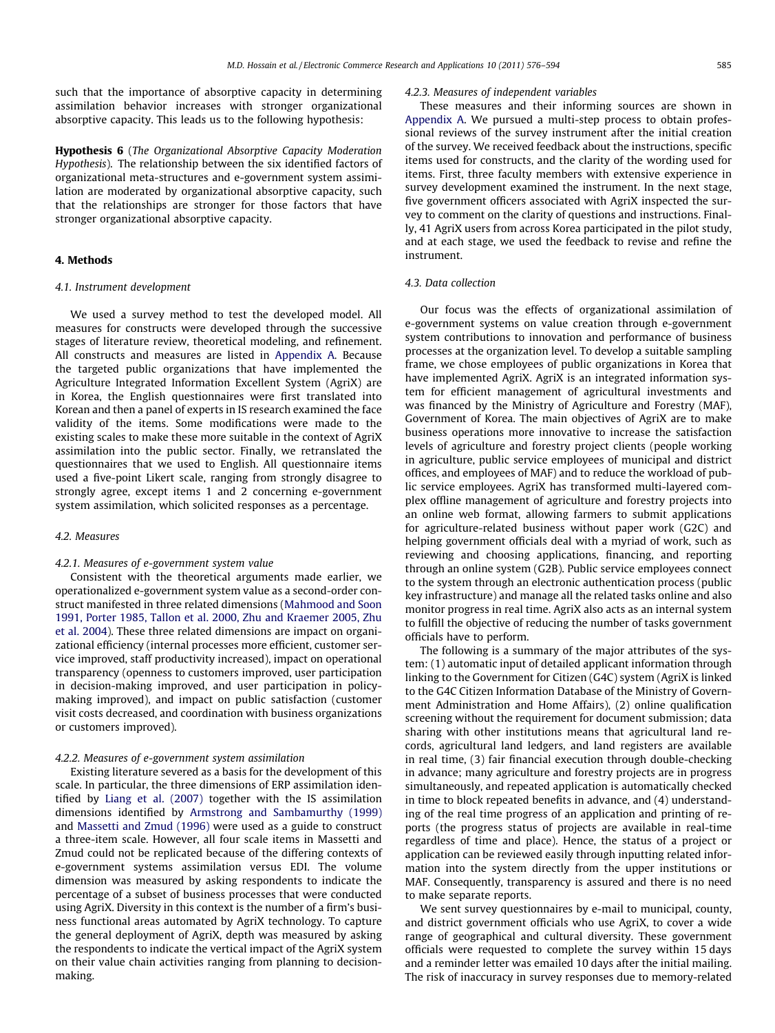such that the importance of absorptive capacity in determining assimilation behavior increases with stronger organizational absorptive capacity. This leads us to the following hypothesis:

**Hypothesis 6** (*The Organizational Absorptive Capacity Moderation Hypothesis*). The relationship between the six identified factors of organizational meta-structures and e-government system assimilation are moderated by organizational absorptive capacity, such that the relationships are stronger for those factors that have stronger organizational absorptive capacity.

## 4. Methods

### 4.1. Instrument development

We used a survey method to test the developed model. All measures for constructs were developed through the successive stages of literature review, theoretical modeling, and refinement. All constructs and measures are listed in Appendix A. Because the targeted public organizations that have implemented the Agriculture Integrated Information Excellent System (AgriX) are in Korea, the English questionnaires were first translated into Korean and then a panel of experts in IS research examined the face validity of the items. Some modifications were made to the existing scales to make these more suitable in the context of AgriX assimilation into the public sector. Finally, we retranslated the questionnaires that we used to English. All questionnaire items used a five-point Likert scale, ranging from strongly disagree to strongly agree, except items 1 and 2 concerning e-government system assimilation, which solicited responses as a percentage.

### 4.2. Measures

#### 4.2.1. Measures of e-government system value

Consistent with the theoretical arguments made earlier, we operationalized e-government system value as a second-order construct manifested in three related dimensions (Mahmood and Soon 1991, Porter 1985, Tallon et al. 2000, Zhu and Kraemer 2005, Zhu et al. 2004). These three related dimensions are impact on organizational efficiency (internal processes more efficient, customer service improved, staff productivity increased), impact on operational transparency (openness to customers improved, user participation in decision-making improved, and user participation in policy-making improved), and impact on public satisfaction (customer visit costs decreased, and coordination with business organizations or customers improved).

#### 4.2.2. Measures of e-government system assimilation

Existing literature severed as a basis for the development of this scale. In particular, the three dimensions of ERP assimilation identified by Liang et al. (2007) together with the IS assimilation dimensions identified by Armstrong and Sambamurthy (1999) and Massetti and Zmud (1996) were used as a guide to construct a three-item scale. However, all four scale items in Massetti and Zmud could not be replicated because of the differing contexts of e-government systems assimilation versus EDI. The volume dimension was measured by asking respondents to indicate the percentage of a subset of business processes that were conducted using AgriX. Diversity in this context is the number of a firm's business functional areas automated by AgriX technology. To capture the general deployment of AgriX, depth was measured by asking the respondents to indicate the vertical impact of the AgriX system on their value chain activities ranging from planning to decision-making.

#### 4.2.3. Measures of independent variables

These measures and their informing sources are shown in Appendix A. We pursued a multi-step process to obtain professional reviews of the survey instrument after the initial creation of the survey. We received feedback about the instructions, specific items used for constructs, and the clarity of the wording used for items. First, three faculty members with extensive experience in survey development examined the instrument. In the next stage, five government officers associated with AgriX inspected the survey to comment on the clarity of questions and instructions. Finally, 41 AgriX users from across Korea participated in the pilot study, and at each stage, we used the feedback to revise and refine the instrument.

### 4.3. Data collection

Our focus was the effects of organizational assimilation of e-government systems on value creation through e-government system contributions to innovation and performance of business processes at the organization level. To develop a suitable sampling frame, we chose employees of public organizations in Korea that have implemented AgriX. AgriX is an integrated information system for efficient management of agricultural investments and was financed by the Ministry of Agriculture and Forestry (MAF), Government of Korea. The main objectives of AgriX are to make business operations more innovative to increase the satisfaction levels of agriculture and forestry project clients (people working in agriculture, public service employees of municipal and district offices, and employees of MAF) and to reduce the workload of public service employees. AgriX has transformed multi-layered complex offline management of agriculture and forestry projects into an online web format, allowing farmers to submit applications for agriculture-related business without paper work (G2C) and helping government officials deal with a myriad of work, such as reviewing and choosing applications, financing, and reporting through an online system (G2B). Public service employees connect to the system through an electronic authentication process (public key infrastructure) and manage all the related tasks online and also monitor progress in real time. AgriX also acts as an internal system to fulfill the objective of reducing the number of tasks government officials have to perform.

The following is a summary of the major attributes of the system: (1) automatic input of detailed applicant information through linking to the Government for Citizen (G4C) system (AgriX is linked to the G4C Citizen Information Database of the Ministry of Government Administration and Home Affairs), (2) online qualification screening without the requirement for document submission; data sharing with other institutions means that agricultural land records, agricultural land ledgers, and land registers are available in real time, (3) fair financial execution through double-checking in advance; many agriculture and forestry projects are in progress simultaneously, and repeated application is automatically checked in time to block repeated benefits in advance, and (4) understanding of the real time progress of an application and printing of reports (the progress status of projects are available in real-time regardless of time and place). Hence, the status of a project or application can be reviewed easily through inputting related information into the system directly from the upper institutions or MAF. Consequently, transparency is assured and there is no need to make separate reports.

We sent survey questionnaires by e-mail to municipal, county, and district government officials who use AgriX, to cover a wide range of geographical and cultural diversity. These government officials were requested to complete the survey within 15 days and a reminder letter was emailed 10 days after the initial mailing. The risk of inaccuracy in survey responses due to memory-related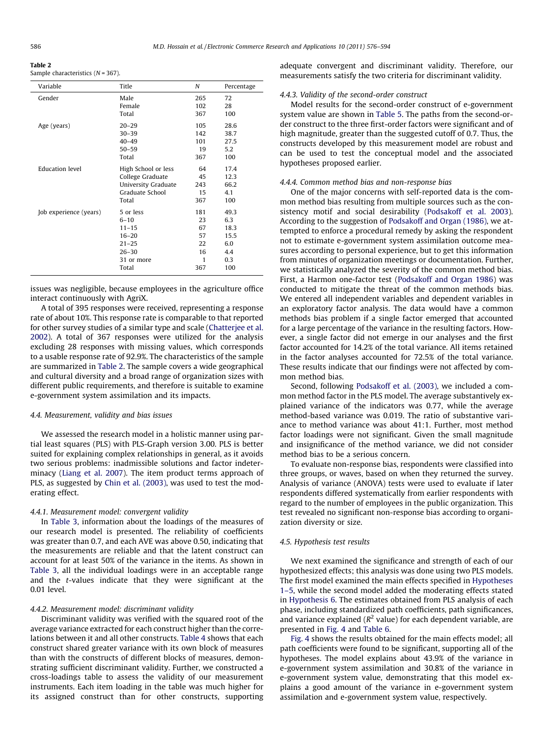Table 2
Sample characteristics ($N = 367$).

| Variable | Title | $N$ | Percentage |
|---|---|---|---|
| Gender | Male | 265 | 72 |
| | Female | 102 | 28 |
| | Total | 367 | 100 |
| Age (years) | 20–29 | 105 | 28.6 |
| | 30–39 | 142 | 38.7 |
| | 40–49 | 101 | 27.5 |
| | 50–59 | 19 | 5.2 |
| | Total | 367 | 100 |
| Education level | High School or less | 64 | 17.4 |
| | College Graduate | 45 | 12.3 |
| | University Graduate | 243 | 66.2 |
| | Graduate School | 15 | 4.1 |
| | Total | 367 | 100 |
| Job experience (years) | 5 or less | 181 | 49.3 |
| | 6–10 | 23 | 6.3 |
| | 11–15 | 67 | 18.3 |
| | 16–20 | 57 | 15.5 |
| | 21–25 | 22 | 6.0 |
| | 26–30 | 16 | 4.4 |
| | 31 or more | 1 | 0.3 |
| | Total | 367 | 100 |

issues was negligible, because employees in the agriculture office interact continuously with AgriX.

A total of 395 responses were received, representing a response rate of about 10%. This response rate is comparable to that reported for other survey studies of a similar type and scale (Chatterjee et al. 2002). A total of 367 responses were utilized for the analysis excluding 28 responses with missing values, which corresponds to a usable response rate of 92.9%. The characteristics of the sample are summarized in Table 2. The sample covers a wide geographical and cultural diversity and a broad range of organization sizes with different public requirements, and therefore is suitable to examine e-government system assimilation and its impacts.

### 4.4. Measurement, validity and bias issues

We assessed the research model in a holistic manner using partial least squares (PLS) with PLS-Graph version 3.00. PLS is better suited for explaining complex relationships in general, as it avoids two serious problems: inadmissible solutions and factor indeterminacy (Liang et al. 2007). The item product terms approach of PLS, as suggested by Chin et al. (2003), was used to test the moderating effect.

#### 4.4.1. Measurement model: convergent validity

In Table 3, information about the loadings of the measures of our research model is presented. The reliability of coefficients was greater than 0.7, and each AVE was above 0.50, indicating that the measurements are reliable and that the latent construct can account for at least 50% of the variance in the items. As shown in Table 3, all the individual loadings were in an acceptable range and the $t$-values indicate that they were significant at the 0.01 level.

#### 4.4.2. Measurement model: discriminant validity

Discriminant validity was verified with the squared root of the average variance extracted for each construct higher than the correlations between it and all other constructs. Table 4 shows that each construct shared greater variance with its own block of measures than with the constructs of different blocks of measures, demonstrating sufficient discriminant validity. Further, we constructed a cross-loadings table to assess the validity of our measurement instruments. Each item loading in the table was much higher for its assigned construct than for other constructs, supporting adequate convergent and discriminant validity. Therefore, our measurements satisfy the two criteria for discriminant validity.

#### 4.4.3. Validity of the second-order construct

Model results for the second-order construct of e-government system value are shown in Table 5. The paths from the second-order construct to the three first-order factors were significant and of high magnitude, greater than the suggested cutoff of 0.7. Thus, the constructs developed by this measurement model are robust and can be used to test the conceptual model and the associated hypotheses proposed earlier.

#### 4.4.4. Common method bias and non-response bias

One of the major concerns with self-reported data is the common method bias resulting from multiple sources such as the consistency motif and social desirability (Podsakoff et al. 2003). According to the suggestion of Podsakoff and Organ (1986), we attempted to enforce a procedural remedy by asking the respondent not to estimate e-government system assimilation outcome measures according to personal experience, but to get this information from minutes of organization meetings or documentation. Further, we statistically analyzed the severity of the common method bias. First, a Harmon one-factor test (Podsakoff and Organ 1986) was conducted to mitigate the threat of the common methods bias. We entered all independent variables and dependent variables in an exploratory factor analysis. The data would have a common methods bias problem if a single factor emerged that accounted for a large percentage of the variance in the resulting factors. However, a single factor did not emerge in our analyses and the first factor accounted for 14.2% of the total variance. All items retained in the factor analyses accounted for 72.5% of the total variance. These results indicate that our findings were not affected by common method bias.

Second, following Podsakoff et al. (2003), we included a common method factor in the PLS model. The average substantively explained variance of the indicators was 0.77, while the average method-based variance was 0.019. The ratio of substantive variance to method variance was about 41:1. Further, most method factor loadings were not significant. Given the small magnitude and insignificance of the method variance, we did not consider method bias to be a serious concern.

To evaluate non-response bias, respondents were classified into three groups, or waves, based on when they returned the survey. Analysis of variance (ANOVA) tests were used to evaluate if later respondents differed systematically from earlier respondents with regard to the number of employees in the public organization. This test revealed no significant non-response bias according to organization diversity or size.

### 4.5. Hypothesis test results

We next examined the significance and strength of each of our hypothesized effects; this analysis was done using two PLS models. The first model examined the main effects specified in Hypotheses 1–5, while the second model added the moderating effects stated in Hypothesis 6. The estimates obtained from PLS analysis of each phase, including standardized path coefficients, path significances, and variance explained ($R^2$ value) for each dependent variable, are presented in Fig. 4 and Table 6.

Fig. 4 shows the results obtained for the main effects model; all path coefficients were found to be significant, supporting all of the hypotheses. The model explains about 43.9% of the variance in e-government system assimilation and 30.8% of the variance in e-government system value, demonstrating that this model explains a good amount of the variance in e-government system assimilation and e-government system value, respectively.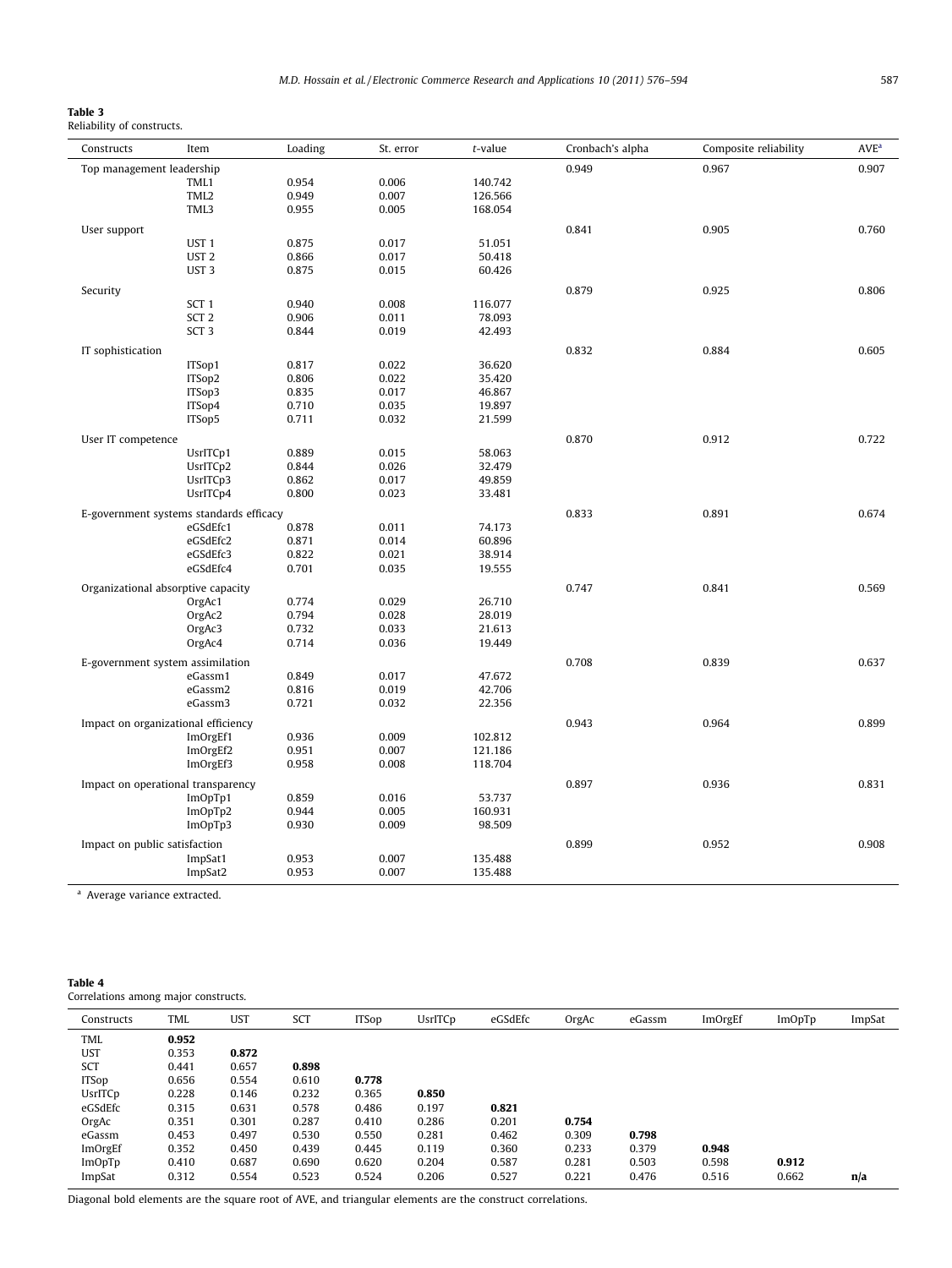**Table 3**
Reliability of constructs.

| Constructs | Item | Loading | St. error | *t*-value | Cronbach's alpha | Composite reliability | AVE[a] |
|---|---|---|---|---|---|---|---|
| Top management leadership | | | | | 0.949 | 0.967 | 0.907 |
| | TML1 | 0.954 | 0.006 | 140.742 | | | |
| | TML2 | 0.949 | 0.007 | 126.566 | | | |
| | TML3 | 0.955 | 0.005 | 168.054 | | | |
| User support | | | | | 0.841 | 0.905 | 0.760 |
| | UST 1 | 0.875 | 0.017 | 51.051 | | | |
| | UST 2 | 0.866 | 0.017 | 50.418 | | | |
| | UST 3 | 0.875 | 0.015 | 60.426 | | | |
| Security | | | | | 0.879 | 0.925 | 0.806 |
| | SCT 1 | 0.940 | 0.008 | 116.077 | | | |
| | SCT 2 | 0.906 | 0.011 | 78.093 | | | |
| | SCT 3 | 0.844 | 0.019 | 42.493 | | | |
| IT sophistication | | | | | 0.832 | 0.884 | 0.605 |
| | ITSop1 | 0.817 | 0.022 | 36.620 | | | |
| | ITSop2 | 0.806 | 0.022 | 35.420 | | | |
| | ITSop3 | 0.835 | 0.017 | 46.867 | | | |
| | ITSop4 | 0.710 | 0.035 | 19.897 | | | |
| | ITSop5 | 0.711 | 0.032 | 21.599 | | | |
| User IT competence | | | | | 0.870 | 0.912 | 0.722 |
| | UsrITCp1 | 0.889 | 0.015 | 58.063 | | | |
| | UsrITCp2 | 0.844 | 0.026 | 32.479 | | | |
| | UsrITCp3 | 0.862 | 0.017 | 49.859 | | | |
| | UsrITCp4 | 0.800 | 0.023 | 33.481 | | | |
| E-government systems standards efficacy | | | | | 0.833 | 0.891 | 0.674 |
| | eGSdEfc1 | 0.878 | 0.011 | 74.173 | | | |
| | eGSdEfc2 | 0.871 | 0.014 | 60.896 | | | |
| | eGSdEfc3 | 0.822 | 0.021 | 38.914 | | | |
| | eGSdEfc4 | 0.701 | 0.035 | 19.555 | | | |
| Organizational absorptive capacity | | | | | 0.747 | 0.841 | 0.569 |
| | OrgAc1 | 0.774 | 0.029 | 26.710 | | | |
| | OrgAc2 | 0.794 | 0.028 | 28.019 | | | |
| | OrgAc3 | 0.732 | 0.033 | 21.613 | | | |
| | OrgAc4 | 0.714 | 0.036 | 19.449 | | | |
| E-government system assimilation | | | | | 0.708 | 0.839 | 0.637 |
| | eGassm1 | 0.849 | 0.017 | 47.672 | | | |
| | eGassm2 | 0.816 | 0.019 | 42.706 | | | |
| | eGassm3 | 0.721 | 0.032 | 22.356 | | | |
| Impact on organizational efficiency | | | | | 0.943 | 0.964 | 0.899 |
| | ImOrgEf1 | 0.936 | 0.009 | 102.812 | | | |
| | ImOrgEf2 | 0.951 | 0.007 | 121.186 | | | |
| | ImOrgEf3 | 0.958 | 0.008 | 118.704 | | | |
| Impact on operational transparency | | | | | 0.897 | 0.936 | 0.831 |
| | ImOpTp1 | 0.859 | 0.016 | 53.737 | | | |
| | ImOpTp2 | 0.944 | 0.005 | 160.931 | | | |
| | ImOpTp3 | 0.930 | 0.009 | 98.509 | | | |
| Impact on public satisfaction | | | | | 0.899 | 0.952 | 0.908 |
| | ImpSat1 | 0.953 | 0.007 | 135.488 | | | |
| | ImpSat2 | 0.953 | 0.007 | 135.488 | | | |

[a] Average variance extracted.

**Table 4**
Correlations among major constructs.

| Constructs | TML | UST | SCT | ITSop | UsrITCp | eGSdEfc | OrgAc | eGassm | ImOrgEf | ImOpTp | ImpSat |
|---|---|---|---|---|---|---|---|---|---|---|---|
| TML | **0.952** | | | | | | | | | | |
| UST | 0.353 | **0.872** | | | | | | | | | |
| SCT | 0.441 | 0.657 | **0.898** | | | | | | | | |
| ITSop | 0.656 | 0.554 | 0.610 | **0.778** | | | | | | | |
| UsrITCp | 0.228 | 0.146 | 0.232 | 0.365 | **0.850** | | | | | | |
| eGSdEfc | 0.315 | 0.631 | 0.578 | 0.486 | 0.197 | **0.821** | | | | | |
| OrgAc | 0.351 | 0.301 | 0.287 | 0.410 | 0.286 | 0.201 | **0.754** | | | | |
| eGassm | 0.453 | 0.497 | 0.530 | 0.550 | 0.281 | 0.462 | 0.309 | **0.798** | | | |
| ImOrgEf | 0.352 | 0.450 | 0.439 | 0.445 | 0.119 | 0.360 | 0.233 | 0.379 | **0.948** | | |
| ImOpTp | 0.410 | 0.687 | 0.690 | 0.620 | 0.204 | 0.587 | 0.281 | 0.503 | 0.598 | **0.912** | |
| ImpSat | 0.312 | 0.554 | 0.523 | 0.524 | 0.206 | 0.527 | 0.221 | 0.476 | 0.516 | 0.662 | **n/a** |

Diagonal bold elements are the square root of AVE, and triangular elements are the construct correlations.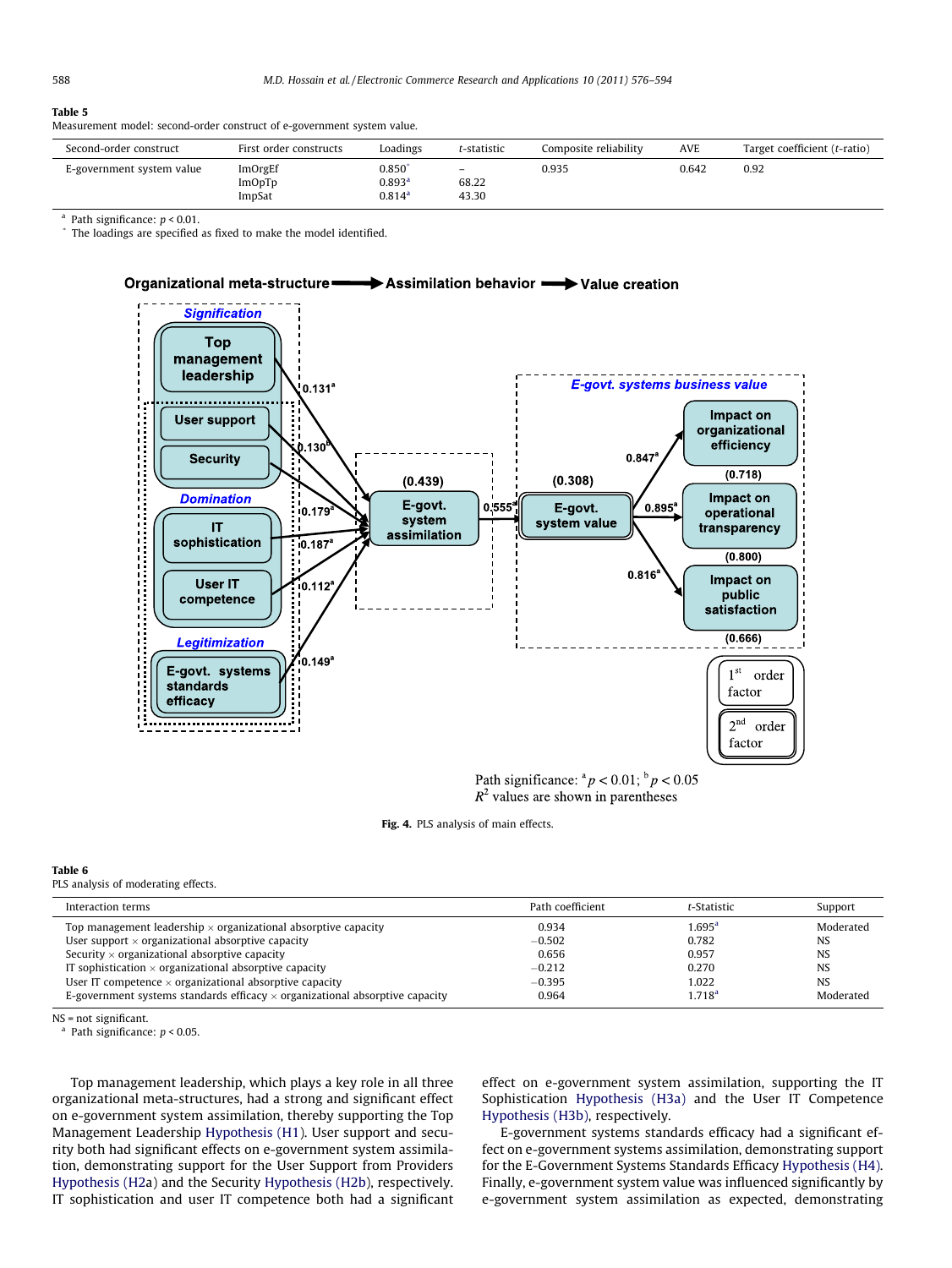**Table 5**
Measurement model: second-order construct of e-government system value.

| Second-order construct | First order constructs | Loadings | *t*-statistic | Composite reliability | AVE | Target coefficient (*t*-ratio) |
|---|---|---|---|---|---|---|
| E-government system value | ImOrgEf | 0.850[*] | – | 0.935 | 0.642 | 0.92 |
| | ImOpTp | 0.893[a] | 68.22 | | | |
| | ImpSat | 0.814[a] | 43.30 | | | |

[a] Path significance: $p < 0.01$.
[*] The loadings are specified as fixed to make the model identified.

Fig. 4. PLS analysis of main effects.

**Table 6**
PLS analysis of moderating effects.

| Interaction terms | Path coefficient | *t*-Statistic | Support |
|---|---|---|---|
| Top management leadership × organizational absorptive capacity | 0.934 | 1.695[a] | Moderated |
| User support × organizational absorptive capacity | −0.502 | 0.782 | NS |
| Security × organizational absorptive capacity | 0.656 | 0.957 | NS |
| IT sophistication × organizational absorptive capacity | −0.212 | 0.270 | NS |
| User IT competence × organizational absorptive capacity | −0.395 | 1.022 | NS |
| E-government systems standards efficacy × organizational absorptive capacity | 0.964 | 1.718[a] | Moderated |

NS = not significant.
[a] Path significance: $p < 0.05$.

Top management leadership, which plays a key role in all three organizational meta-structures, had a strong and significant effect on e-government system assimilation, thereby supporting the Top Management Leadership Hypothesis (H1). User support and security both had significant effects on e-government system assimilation, demonstrating support for the User Support from Providers Hypothesis (H2a) and the Security Hypothesis (H2b), respectively. IT sophistication and user IT competence both had a significant effect on e-government system assimilation, supporting the IT Sophistication Hypothesis (H3a) and the User IT Competence Hypothesis (H3b), respectively.

E-government systems standards efficacy had a significant effect on e-government systems assimilation, demonstrating support for the E-Government Systems Standards Efficacy Hypothesis (H4). Finally, e-government system value was influenced significantly by e-government system assimilation as expected, demonstrating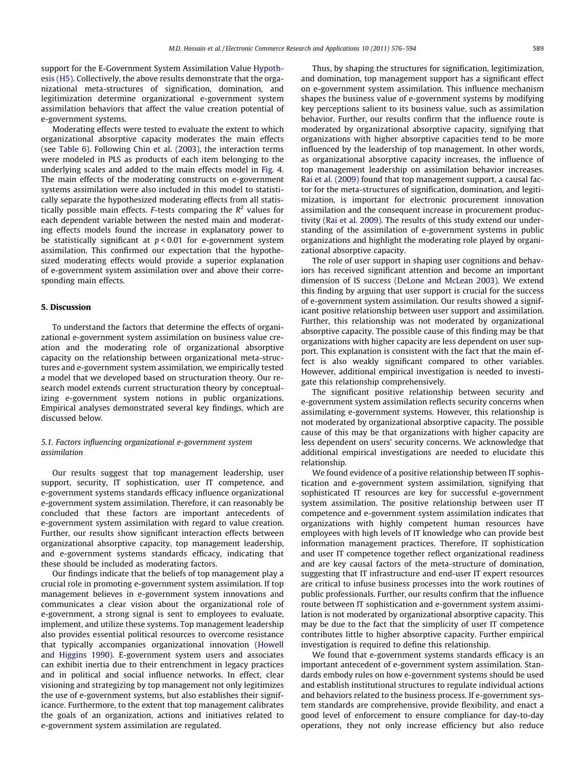support for the E-Government System Assimilation Value Hypothesis (H5). Collectively, the above results demonstrate that the organizational meta-structures of signification, domination, and legitimization determine organizational e-government system assimilation behaviors that affect the value creation potential of e-government systems.

Moderating effects were tested to evaluate the extent to which organizational absorptive capacity moderates the main effects (see Table 6). Following Chin et al. (2003), the interaction terms were modeled in PLS as products of each item belonging to the underlying scales and added to the main effects model in Fig. 4. The main effects of the moderating constructs on e-government systems assimilation were also included in this model to statistically separate the hypothesized moderating effects from all statistically possible main effects. *F*-tests comparing the $R^2$ values for each dependent variable between the nested main and moderating effects models found the increase in explanatory power to be statistically significant at $p < 0.01$ for e-government system assimilation. This confirmed our expectation that the hypothesized moderating effects would provide a superior explanation of e-government system assimilation over and above their corresponding main effects.

## 5. Discussion

To understand the factors that determine the effects of organizational e-government system assimilation on business value creation and the moderating role of organizational absorptive capacity on the relationship between organizational meta-structures and e-government system assimilation, we empirically tested a model that we developed based on structuration theory. Our research model extends current structuration theory by conceptualizing e-government system notions in public organizations. Empirical analyses demonstrated several key findings, which are discussed below.

### 5.1. Factors influencing organizational e-government system assimilation

Our results suggest that top management leadership, user support, security, IT sophistication, user IT competence, and e-government systems standards efficacy influence organizational e-government system assimilation. Therefore, it can reasonably be concluded that these factors are important antecedents of e-government system assimilation with regard to value creation. Further, our results show significant interaction effects between organizational absorptive capacity, top management leadership, and e-government systems standards efficacy, indicating that these should be included as moderating factors.

Our findings indicate that the beliefs of top management play a crucial role in promoting e-government system assimilation. If top management believes in e-government system innovations and communicates a clear vision about the organizational role of e-government, a strong signal is sent to employees to evaluate, implement, and utilize these systems. Top management leadership also provides essential political resources to overcome resistance that typically accompanies organizational innovation (Howell and Higgins 1990). E-government system users and associates can exhibit inertia due to their entrenchment in legacy practices and in political and social influence networks. In effect, clear visioning and strategizing by top management not only legitimizes the use of e-government systems, but also establishes their significance. Furthermore, to the extent that top management calibrates the goals of an organization, actions and initiatives related to e-government system assimilation are regulated.

Thus, by shaping the structures for signification, legitimization, and domination, top management support has a significant effect on e-government system assimilation. This influence mechanism shapes the business value of e-government systems by modifying key perceptions salient to its business value, such as assimilation behavior. Further, our results confirm that the influence route is moderated by organizational absorptive capacity, signifying that organizations with higher absorptive capacities tend to be more influenced by the leadership of top management. In other words, as organizational absorptive capacity increases, the influence of top management leadership on assimilation behavior increases. Rai et al. (2009) found that top management support, a causal factor for the meta-structures of signification, domination, and legitimization, is important for electronic procurement innovation assimilation and the consequent increase in procurement productivity (Rai et al. 2009). The results of this study extend our understanding of the assimilation of e-government systems in public organizations and highlight the moderating role played by organizational absorptive capacity.

The role of user support in shaping user cognitions and behaviors has received significant attention and become an important dimension of IS success (DeLone and McLean 2003). We extend this finding by arguing that user support is crucial for the success of e-government system assimilation. Our results showed a significant positive relationship between user support and assimilation. Further, this relationship was not moderated by organizational absorptive capacity. The possible cause of this finding may be that organizations with higher capacity are less dependent on user support. This explanation is consistent with the fact that the main effect is also weakly significant compared to other variables. However, additional empirical investigation is needed to investigate this relationship comprehensively.

The significant positive relationship between security and e-government system assimilation reflects security concerns when assimilating e-government systems. However, this relationship is not moderated by organizational absorptive capacity. The possible cause of this may be that organizations with higher capacity are less dependent on users' security concerns. We acknowledge that additional empirical investigations are needed to elucidate this relationship.

We found evidence of a positive relationship between IT sophistication and e-government system assimilation, signifying that sophisticated IT resources are key for successful e-government system assimilation. The positive relationship between user IT competence and e-government system assimilation indicates that organizations with highly competent human resources have employees with high levels of IT knowledge who can provide best information management practices. Therefore, IT sophistication and user IT competence together reflect organizational readiness and are key causal factors of the meta-structure of domination, suggesting that IT infrastructure and end-user IT expert resources are critical to infuse business processes into the work routines of public professionals. Further, our results confirm that the influence route between IT sophistication and e-government system assimilation is not moderated by organizational absorptive capacity. This may be due to the fact that the simplicity of user IT competence contributes little to higher absorptive capacity. Further empirical investigation is required to define this relationship.

We found that e-government systems standards efficacy is an important antecedent of e-government system assimilation. Standards embody rules on how e-government systems should be used and establish institutional structures to regulate individual actions and behaviors related to the business process. If e-government system standards are comprehensive, provide flexibility, and enact a good level of enforcement to ensure compliance for day-to-day operations, they not only increase efficiency but also reduce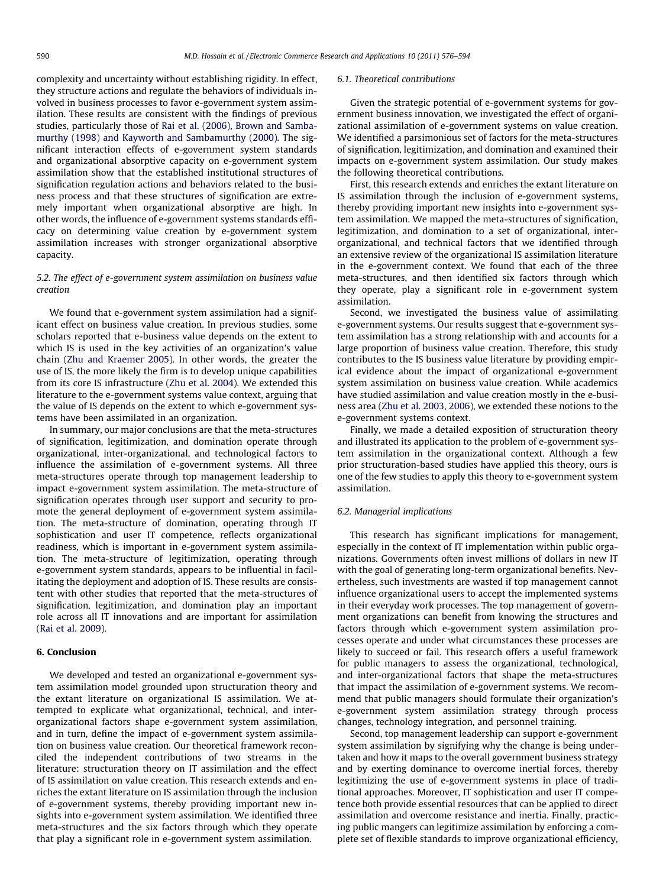complexity and uncertainty without establishing rigidity. In effect, they structure actions and regulate the behaviors of individuals involved in business processes to favor e-government system assimilation. These results are consistent with the findings of previous studies, particularly those of Rai et al. (2006), Brown and Sambamurthy (1998) and Kayworth and Sambamurthy (2000). The significant interaction effects of e-government system standards and organizational absorptive capacity on e-government system assimilation show that the established institutional structures of signification regulation actions and behaviors related to the business process and that these structures of signification are extremely important when organizational absorptive are high. In other words, the influence of e-government systems standards efficacy on determining value creation by e-government system assimilation increases with stronger organizational absorptive capacity.

### 5.2. The effect of e-government system assimilation on business value creation

We found that e-government system assimilation had a significant effect on business value creation. In previous studies, some scholars reported that e-business value depends on the extent to which IS is used in the key activities of an organization's value chain (Zhu and Kraemer 2005). In other words, the greater the use of IS, the more likely the firm is to develop unique capabilities from its core IS infrastructure (Zhu et al. 2004). We extended this literature to the e-government systems value context, arguing that the value of IS depends on the extent to which e-government systems have been assimilated in an organization.

In summary, our major conclusions are that the meta-structures of signification, legitimization, and domination operate through organizational, inter-organizational, and technological factors to influence the assimilation of e-government systems. All three meta-structures operate through top management leadership to impact e-government system assimilation. The meta-structure of signification operates through user support and security to promote the general deployment of e-government system assimilation. The meta-structure of domination, operating through IT sophistication and user IT competence, reflects organizational readiness, which is important in e-government system assimilation. The meta-structure of legitimization, operating through e-government system standards, appears to be influential in facilitating the deployment and adoption of IS. These results are consistent with other studies that reported that the meta-structures of signification, legitimization, and domination play an important role across all IT innovations and are important for assimilation (Rai et al. 2009).

## 6. Conclusion

We developed and tested an organizational e-government system assimilation model grounded upon structuration theory and the extant literature on organizational IS assimilation. We attempted to explicate what organizational, technical, and inter-organizational factors shape e-government system assimilation, and in turn, define the impact of e-government system assimilation on business value creation. Our theoretical framework reconciled the independent contributions of two streams in the literature: structuration theory on IT assimilation and the effect of IS assimilation on value creation. This research extends and enriches the extant literature on IS assimilation through the inclusion of e-government systems, thereby providing important new insights into e-government system assimilation. We identified three meta-structures and the six factors through which they operate that play a significant role in e-government system assimilation.

### 6.1. Theoretical contributions

Given the strategic potential of e-government systems for government business innovation, we investigated the effect of organizational assimilation of e-government systems on value creation. We identified a parsimonious set of factors for the meta-structures of signification, legitimization, and domination and examined their impacts on e-government system assimilation. Our study makes the following theoretical contributions.

First, this research extends and enriches the extant literature on IS assimilation through the inclusion of e-government systems, thereby providing important new insights into e-government system assimilation. We mapped the meta-structures of signification, legitimization, and domination to a set of organizational, inter-organizational, and technical factors that we identified through an extensive review of the organizational IS assimilation literature in the e-government context. We found that each of the three meta-structures, and then identified six factors through which they operate, play a significant role in e-government system assimilation.

Second, we investigated the business value of assimilating e-government systems. Our results suggest that e-government system assimilation has a strong relationship with and accounts for a large proportion of business value creation. Therefore, this study contributes to the IS business value literature by providing empirical evidence about the impact of organizational e-government system assimilation on business value creation. While academics have studied assimilation and value creation mostly in the e-business area (Zhu et al. 2003, 2006), we extended these notions to the e-government systems context.

Finally, we made a detailed exposition of structuration theory and illustrated its application to the problem of e-government system assimilation in the organizational context. Although a few prior structuration-based studies have applied this theory, ours is one of the few studies to apply this theory to e-government system assimilation.

### 6.2. Managerial implications

This research has significant implications for management, especially in the context of IT implementation within public organizations. Governments often invest millions of dollars in new IT with the goal of generating long-term organizational benefits. Nevertheless, such investments are wasted if top management cannot influence organizational users to accept the implemented systems in their everyday work processes. The top management of government organizations can benefit from knowing the structures and factors through which e-government system assimilation processes operate and under what circumstances these processes are likely to succeed or fail. This research offers a useful framework for public managers to assess the organizational, technological, and inter-organizational factors that shape the meta-structures that impact the assimilation of e-government systems. We recommend that public managers should formulate their organization's e-government system assimilation strategy through process changes, technology integration, and personnel training.

Second, top management leadership can support e-government system assimilation by signifying why the change is being undertaken and how it maps to the overall government business strategy and by exerting dominance to overcome inertial forces, thereby legitimizing the use of e-government systems in place of traditional approaches. Moreover, IT sophistication and user IT competence both provide essential resources that can be applied to direct assimilation and overcome resistance and inertia. Finally, practicing public mangers can legitimize assimilation by enforcing a complete set of flexible standards to improve organizational efficiency,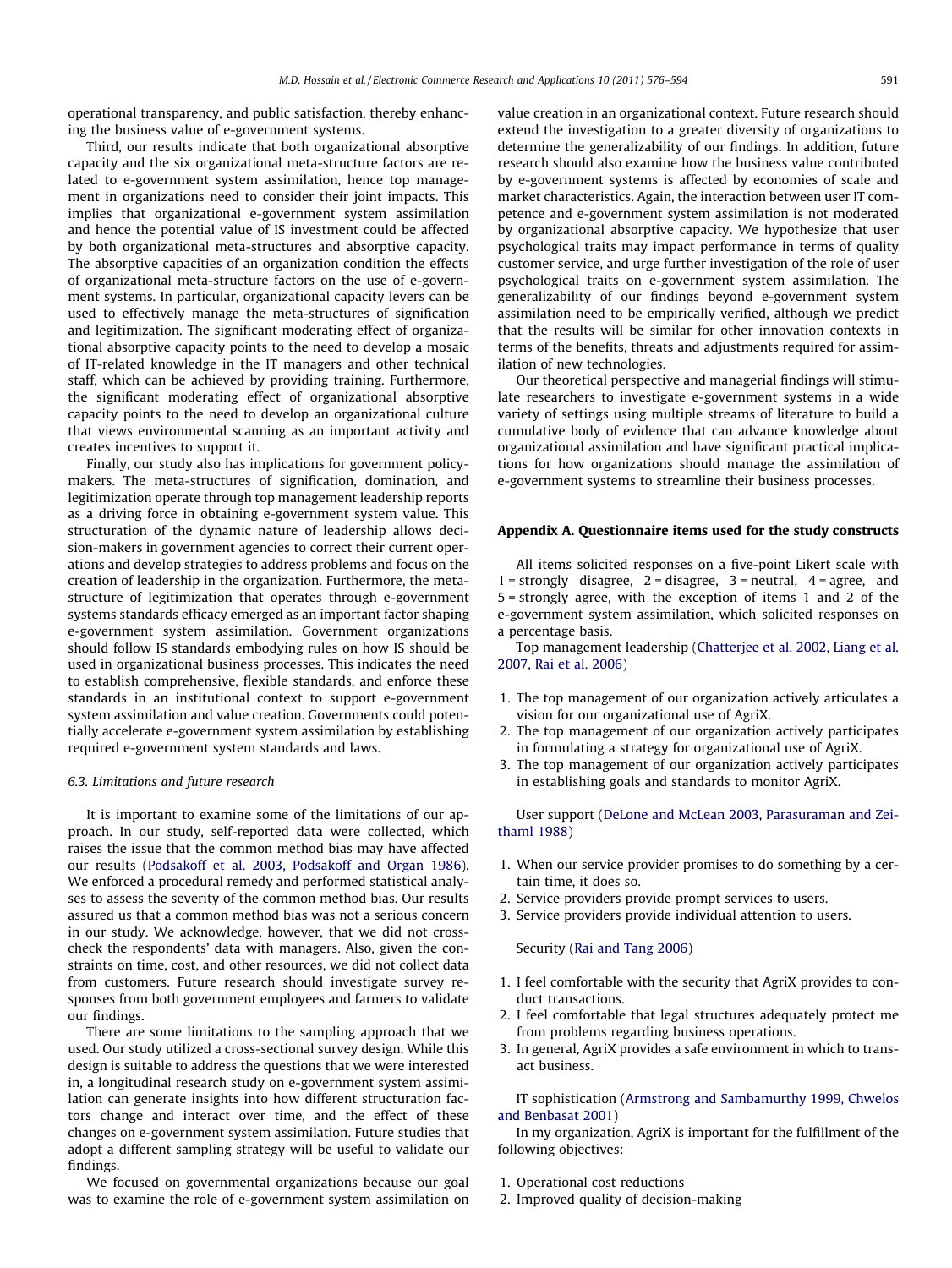operational transparency, and public satisfaction, thereby enhancing the business value of e-government systems.

Third, our results indicate that both organizational absorptive capacity and the six organizational meta-structure factors are related to e-government system assimilation, hence top management in organizations need to consider their joint impacts. This implies that organizational e-government system assimilation and hence the potential value of IS investment could be affected by both organizational meta-structures and absorptive capacity. The absorptive capacities of an organization condition the effects of organizational meta-structure factors on the use of e-government systems. In particular, organizational capacity levers can be used to effectively manage the meta-structures of signification and legitimization. The significant moderating effect of organizational absorptive capacity points to the need to develop a mosaic of IT-related knowledge in the IT managers and other technical staff, which can be achieved by providing training. Furthermore, the significant moderating effect of organizational absorptive capacity points to the need to develop an organizational culture that views environmental scanning as an important activity and creates incentives to support it.

Finally, our study also has implications for government policymakers. The meta-structures of signification, domination, and legitimization operate through top management leadership reports as a driving force in obtaining e-government system value. This structuration of the dynamic nature of leadership allows decision-makers in government agencies to correct their current operations and develop strategies to address problems and focus on the creation of leadership in the organization. Furthermore, the meta-structure of legitimization that operates through e-government systems standards efficacy emerged as an important factor shaping e-government system assimilation. Government organizations should follow IS standards embodying rules on how IS should be used in organizational business processes. This indicates the need to establish comprehensive, flexible standards, and enforce these standards in an institutional context to support e-government system assimilation and value creation. Governments could potentially accelerate e-government system assimilation by establishing required e-government system standards and laws.

### 6.3. Limitations and future research

It is important to examine some of the limitations of our approach. In our study, self-reported data were collected, which raises the issue that the common method bias may have affected our results (Podsakoff et al. 2003, Podsakoff and Organ 1986). We enforced a procedural remedy and performed statistical analyses to assess the severity of the common method bias. Our results assured us that a common method bias was not a serious concern in our study. We acknowledge, however, that we did not cross-check the respondents' data with managers. Also, given the constraints on time, cost, and other resources, we did not collect data from customers. Future research should investigate survey responses from both government employees and farmers to validate our findings.

There are some limitations to the sampling approach that we used. Our study utilized a cross-sectional survey design. While this design is suitable to address the questions that we were interested in, a longitudinal research study on e-government system assimilation can generate insights into how different structuration factors change and interact over time, and the effect of these changes on e-government system assimilation. Future studies that adopt a different sampling strategy will be useful to validate our findings.

We focused on governmental organizations because our goal was to examine the role of e-government system assimilation on value creation in an organizational context. Future research should extend the investigation to a greater diversity of organizations to determine the generalizability of our findings. In addition, future research should also examine how the business value contributed by e-government systems is affected by economies of scale and market characteristics. Again, the interaction between user IT competence and e-government system assimilation is not moderated by organizational absorptive capacity. We hypothesize that user psychological traits may impact performance in terms of quality customer service, and urge further investigation of the role of user psychological traits on e-government system assimilation. The generalizability of our findings beyond e-government system assimilation need to be empirically verified, although we predict that the results will be similar for other innovation contexts in terms of the benefits, threats and adjustments required for assimilation of new technologies.

Our theoretical perspective and managerial findings will stimulate researchers to investigate e-government systems in a wide variety of settings using multiple streams of literature to build a cumulative body of evidence that can advance knowledge about organizational assimilation and have significant practical implications for how organizations should manage the assimilation of e-government systems to streamline their business processes.

## Appendix A. Questionnaire items used for the study constructs

All items solicited responses on a five-point Likert scale with 1 = strongly disagree, 2 = disagree, 3 = neutral, 4 = agree, and 5 = strongly agree, with the exception of items 1 and 2 of the e-government system assimilation, which solicited responses on a percentage basis.

Top management leadership (Chatterjee et al. 2002, Liang et al. 2007, Rai et al. 2006)

1. The top management of our organization actively articulates a vision for our organizational use of AgriX.
2. The top management of our organization actively participates in formulating a strategy for organizational use of AgriX.
3. The top management of our organization actively participates in establishing goals and standards to monitor AgriX.

User support (DeLone and McLean 2003, Parasuraman and Zeithaml 1988)

1. When our service provider promises to do something by a certain time, it does so.
2. Service providers provide prompt services to users.
3. Service providers provide individual attention to users.

Security (Rai and Tang 2006)

1. I feel comfortable with the security that AgriX provides to conduct transactions.
2. I feel comfortable that legal structures adequately protect me from problems regarding business operations.
3. In general, AgriX provides a safe environment in which to transact business.

IT sophistication (Armstrong and Sambamurthy 1999, Chwelos and Benbasat 2001)

In my organization, AgriX is important for the fulfillment of the following objectives:

1. Operational cost reductions
2. Improved quality of decision-making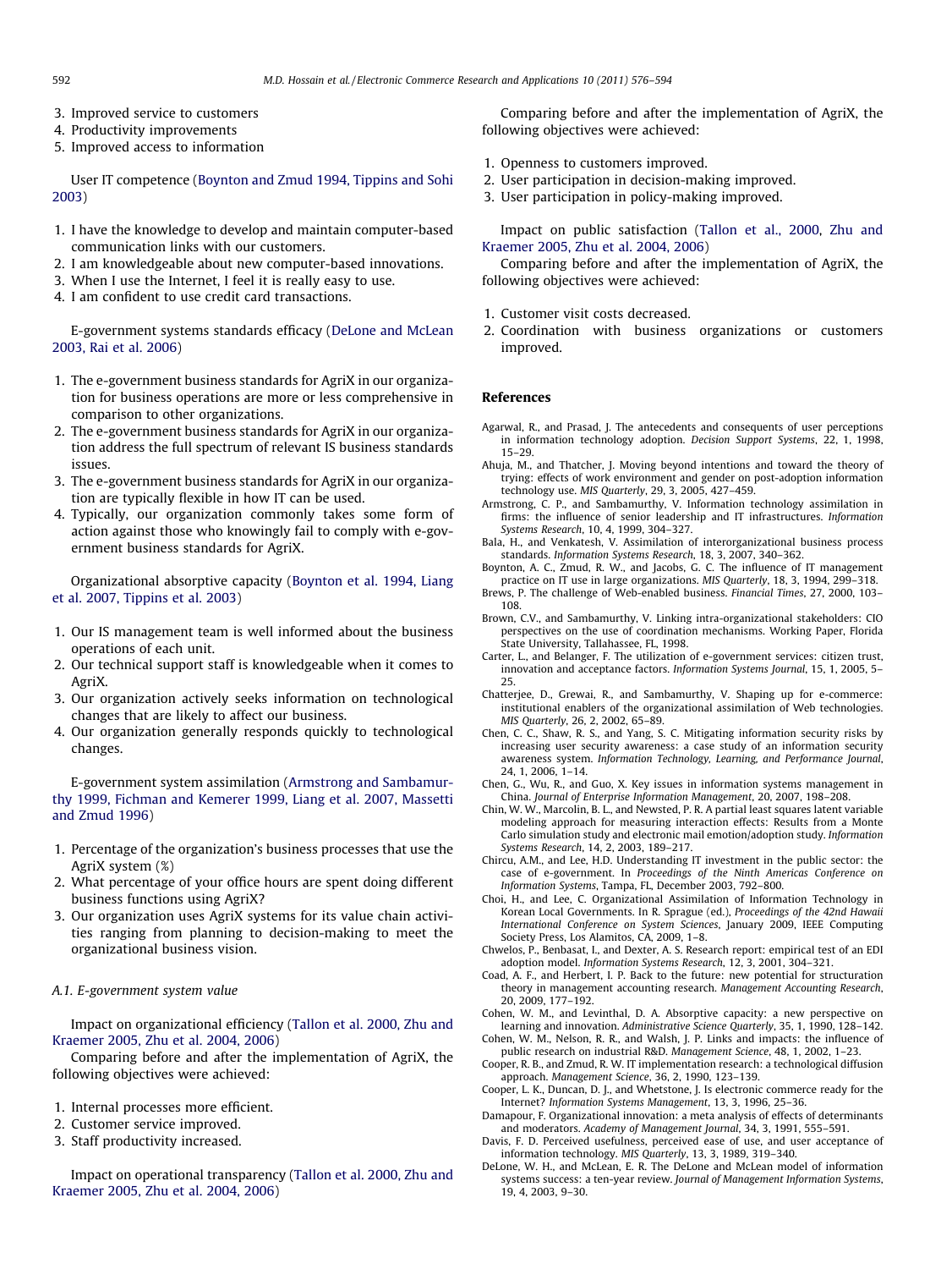3. Improved service to customers
4. Productivity improvements
5. Improved access to information

User IT competence (Boynton and Zmud 1994, Tippins and Sohi 2003)

1. I have the knowledge to develop and maintain computer-based communication links with our customers.
2. I am knowledgeable about new computer-based innovations.
3. When I use the Internet, I feel it is really easy to use.
4. I am confident to use credit card transactions.

E-government systems standards efficacy (DeLone and McLean 2003, Rai et al. 2006)

1. The e-government business standards for AgriX in our organization for business operations are more or less comprehensive in comparison to other organizations.
2. The e-government business standards for AgriX in our organization address the full spectrum of relevant IS business standards issues.
3. The e-government business standards for AgriX in our organization are typically flexible in how IT can be used.
4. Typically, our organization commonly takes some form of action against those who knowingly fail to comply with e-government business standards for AgriX.

Organizational absorptive capacity (Boynton et al. 1994, Liang et al. 2007, Tippins et al. 2003)

1. Our IS management team is well informed about the business operations of each unit.
2. Our technical support staff is knowledgeable when it comes to AgriX.
3. Our organization actively seeks information on technological changes that are likely to affect our business.
4. Our organization generally responds quickly to technological changes.

E-government system assimilation (Armstrong and Sambamurthy 1999, Fichman and Kemerer 1999, Liang et al. 2007, Massetti and Zmud 1996)

1. Percentage of the organization's business processes that use the AgriX system (%)
2. What percentage of your office hours are spent doing different business functions using AgriX?
3. Our organization uses AgriX systems for its value chain activities ranging from planning to decision-making to meet the organizational business vision.

### A.1. E-government system value

Impact on organizational efficiency (Tallon et al. 2000, Zhu and Kraemer 2005, Zhu et al. 2004, 2006)

Comparing before and after the implementation of AgriX, the following objectives were achieved:

1. Internal processes more efficient.
2. Customer service improved.
3. Staff productivity increased.

Impact on operational transparency (Tallon et al. 2000, Zhu and Kraemer 2005, Zhu et al. 2004, 2006)

Comparing before and after the implementation of AgriX, the following objectives were achieved:

1. Openness to customers improved.
2. User participation in decision-making improved.
3. User participation in policy-making improved.

Impact on public satisfaction (Tallon et al., 2000, Zhu and Kraemer 2005, Zhu et al. 2004, 2006)

Comparing before and after the implementation of AgriX, the following objectives were achieved:

1. Customer visit costs decreased.
2. Coordination with business organizations or customers improved.

## References

Agarwal, R., and Prasad, J. The antecedents and consequents of user perceptions in information technology adoption. *Decision Support Systems*, 22, 1, 1998, 15–29.

Ahuja, M., and Thatcher, J. Moving beyond intentions and toward the theory of trying: effects of work environment and gender on post-adoption information technology use. *MIS Quarterly*, 29, 3, 2005, 427–459.

Armstrong, C. P., and Sambamurthy, V. Information technology assimilation in firms: the influence of senior leadership and IT infrastructures. *Information Systems Research*, 10, 4, 1999, 304–327.

Bala, H., and Venkatesh, V. Assimilation of interorganizational business process standards. *Information Systems Research*, 18, 3, 2007, 340–362.

Boynton, A. C., Zmud, R. W., and Jacobs, G. C. The influence of IT management practice on IT use in large organizations. *MIS Quarterly*, 18, 3, 1994, 299–318.

Brews, P. The challenge of Web-enabled business. *Financial Times*, 27, 2000, 103–108.

Brown, C.V., and Sambamurthy, V. Linking intra-organizational stakeholders: CIO perspectives on the use of coordination mechanisms. Working Paper, Florida State University, Tallahassee, FL, 1998.

Carter, L., and Belanger, F. The utilization of e-government services: citizen trust, innovation and acceptance factors. *Information Systems Journal*, 15, 1, 2005, 5–25.

Chatterjee, D., Grewai, R., and Sambamurthy, V. Shaping up for e-commerce: institutional enablers of the organizational assimilation of Web technologies. *MIS Quarterly*, 26, 2, 2002, 65–89.

Chen, C. C., Shaw, R. S., and Yang, S. C. Mitigating information security risks by increasing user security awareness: a case study of an information security awareness system. *Information Technology, Learning, and Performance Journal*, 24, 1, 2006, 1–14.

Chen, G., Wu, R., and Guo, X. Key issues in information systems management in China. *Journal of Enterprise Information Management*, 20, 2007, 198–208.

Chin, W. W., Marcolin, B. L., and Newsted, P. R. A partial least squares latent variable modeling approach for measuring interaction effects: Results from a Monte Carlo simulation study and electronic mail emotion/adoption study. *Information Systems Research*, 14, 2, 2003, 189–217.

Chircu, A.M., and Lee, H.D. Understanding IT investment in the public sector: the case of e-government. In *Proceedings of the Ninth Americas Conference on Information Systems*, Tampa, FL, December 2003, 792–800.

Choi, H., and Lee, C. Organizational Assimilation of Information Technology in Korean Local Governments. In R. Sprague (ed.), *Proceedings of the 42nd Hawaii International Conference on System Sciences*, January 2009, IEEE Computing Society Press, Los Alamitos, CA, 2009, 1–8.

Chwelos, P., Benbasat, I., and Dexter, A. S. Research report: empirical test of an EDI adoption model. *Information Systems Research*, 12, 3, 2001, 304–321.

Coad, A. F., and Herbert, I. P. Back to the future: new potential for structuration theory in management accounting research. *Management Accounting Research*, 20, 2009, 177–192.

Cohen, W. M., and Levinthal, D. A. Absorptive capacity: a new perspective on learning and innovation. *Administrative Science Quarterly*, 35, 1, 1990, 128–142.

Cohen, W. M., Nelson, R. R., and Walsh, J. P. Links and impacts: the influence of public research on industrial R&D. *Management Science*, 48, 1, 2002, 1–23.

Cooper, R. B., and Zmud, R. W. IT implementation research: a technological diffusion approach. *Management Science*, 36, 2, 1990, 123–139.

Cooper, L. K., Duncan, D. J., and Whetstone, J. Is electronic commerce ready for the Internet? *Information Systems Management*, 13, 3, 1996, 25–36.

Damapour, F. Organizational innovation: a meta analysis of effects of determinants and moderators. *Academy of Management Journal*, 34, 3, 1991, 555–591.

Davis, F. D. Perceived usefulness, perceived ease of use, and user acceptance of information technology. *MIS Quarterly*, 13, 3, 1989, 319–340.

DeLone, W. H., and McLean, E. R. The DeLone and McLean model of information systems success: a ten-year review. *Journal of Management Information Systems*, 19, 4, 2003, 9–30.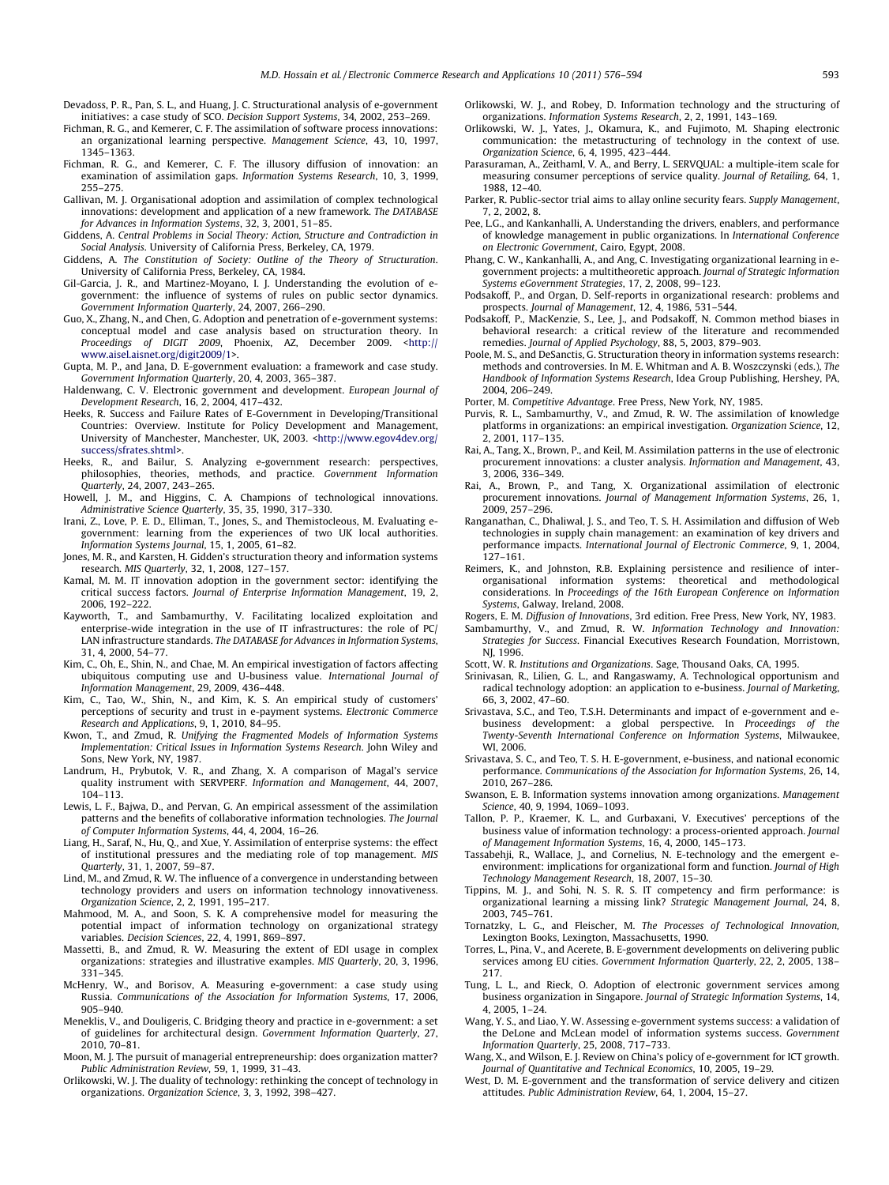Devadoss, P. R., Pan, S. L., and Huang, J. C. Structurational analysis of e-government initiatives: a case study of SCO. *Decision Support Systems*, 34, 2002, 253–269.

Fichman, R. G., and Kemerer, C. F. The assimilation of software process innovations: an organizational learning perspective. *Management Science*, 43, 10, 1997, 1345–1363.

Fichman, R. G., and Kemerer, C. F. The illusory diffusion of innovation: an examination of assimilation gaps. *Information Systems Research*, 10, 3, 1999, 255–275.

Gallivan, M. J. Organisational adoption and assimilation of complex technological innovations: development and application of a new framework. *The DATABASE for Advances in Information Systems*, 32, 3, 2001, 51–85.

Giddens, A. *Central Problems in Social Theory: Action, Structure and Contradiction in Social Analysis*. University of California Press, Berkeley, CA, 1979.

Giddens, A. *The Constitution of Society: Outline of the Theory of Structuration*. University of California Press, Berkeley, CA, 1984.

Gil-Garcia, J. R., and Martinez-Moyano, I. J. Understanding the evolution of e-government: the influence of systems of rules on public sector dynamics. *Government Information Quarterly*, 24, 2007, 266–290.

Guo, X., Zhang, N., and Chen, G. Adoption and penetration of e-government systems: conceptual model and case analysis based on structuration theory. In *Proceedings of DIGIT 2009*, Phoenix, AZ, December 2009. <http://www.aisel.aisnet.org/digit2009/1>.

Gupta, M. P., and Jana, D. E-government evaluation: a framework and case study. *Government Information Quarterly*, 20, 4, 2003, 365–387.

Haldenwang, C. V. Electronic government and development. *European Journal of Development Research*, 16, 2, 2004, 417–432.

Heeks, R. Success and Failure Rates of E-Government in Developing/Transitional Countries: Overview. Institute for Policy Development and Management, University of Manchester, Manchester, UK, 2003. <http://www.egov4dev.org/success/sfrates.shtml>.

Heeks, R., and Bailur, S. Analyzing e-government research: perspectives, philosophies, theories, methods, and practice. *Government Information Quarterly*, 24, 2007, 243–265.

Howell, J. M., and Higgins, C. A. Champions of technological innovations. *Administrative Science Quarterly*, 35, 35, 1990, 317–330.

Irani, Z., Love, P. E. D., Elliman, T., Jones, S., and Themistocleous, M. Evaluating e-government: learning from the experiences of two UK local authorities. *Information Systems Journal*, 15, 1, 2005, 61–82.

Jones, M. R., and Karsten, H. Gidden's structuration theory and information systems research. *MIS Quarterly*, 32, 1, 2008, 127–157.

Kamal, M. M. IT innovation adoption in the government sector: identifying the critical success factors. *Journal of Enterprise Information Management*, 19, 2, 2006, 192–222.

Kayworth, T., and Sambamurthy, V. Facilitating localized exploitation and enterprise-wide integration in the use of IT infrastructures: the role of PC/LAN infrastructure standards. *The DATABASE for Advances in Information Systems*, 31, 4, 2000, 54–77.

Kim, C., Oh, E., Shin, N., and Chae, M. An empirical investigation of factors affecting ubiquitous computing use and U-business value. *International Journal of Information Management*, 29, 2009, 436–448.

Kim, C., Tao, W., Shin, N., and Kim, K. S. An empirical study of customers' perceptions of security and trust in e-payment systems. *Electronic Commerce Research and Applications*, 9, 1, 2010, 84–95.

Kwon, T., and Zmud, R. *Unifying the Fragmented Models of Information Systems Implementation: Critical Issues in Information Systems Research*. John Wiley and Sons, New York, NY, 1987.

Landrum, H., Prybutok, V. R., and Zhang, X. A comparison of Magal's service quality instrument with SERVPERF. *Information and Management*, 44, 2007, 104–113.

Lewis, L. F., Bajwa, D., and Pervan, G. An empirical assessment of the assimilation patterns and the benefits of collaborative information technologies. *The Journal of Computer Information Systems*, 44, 4, 2004, 16–26.

Liang, H., Saraf, N., Hu, Q., and Xue, Y. Assimilation of enterprise systems: the effect of institutional pressures and the mediating role of top management. *MIS Quarterly*, 31, 1, 2007, 59–87.

Lind, M., and Zmud, R. W. The influence of a convergence in understanding between technology providers and users on information technology innovativeness. *Organization Science*, 2, 2, 1991, 195–217.

Mahmood, M. A., and Soon, S. K. A comprehensive model for measuring the potential impact of information technology on organizational strategy variables. *Decision Sciences*, 22, 4, 1991, 869–897.

Massetti, B., and Zmud, R. W. Measuring the extent of EDI usage in complex organizations: strategies and illustrative examples. *MIS Quarterly*, 20, 3, 1996, 331–345.

McHenry, W., and Borisov, A. Measuring e-government: a case study using Russia. *Communications of the Association for Information Systems*, 17, 2006, 905–940.

Meneklis, V., and Douligeris, C. Bridging theory and practice in e-government: a set of guidelines for architectural design. *Government Information Quarterly*, 27, 2010, 70–81.

Moon, M. J. The pursuit of managerial entrepreneurship: does organization matter? *Public Administration Review*, 59, 1, 1999, 31–43.

Orlikowski, W. J. The duality of technology: rethinking the concept of technology in organizations. *Organization Science*, 3, 3, 1992, 398–427.

Orlikowski, W. J., and Robey, D. Information technology and the structuring of organizations. *Information Systems Research*, 2, 2, 1991, 143–169.

Orlikowski, W. J., Yates, J., Okamura, K., and Fujimoto, M. Shaping electronic communication: the metastructuring of technology in the context of use. *Organization Science*, 6, 4, 1995, 423–444.

Parasuraman, A., Zeithaml, V. A., and Berry, L. SERVQUAL: a multiple-item scale for measuring consumer perceptions of service quality. *Journal of Retailing*, 64, 1, 1988, 12–40.

Parker, R. Public-sector trial aims to allay online security fears. *Supply Management*, 7, 2, 2002, 8.

Pee, L.G., and Kankanhalli, A. Understanding the drivers, enablers, and performance of knowledge management in public organizations. In *International Conference on Electronic Government*, Cairo, Egypt, 2008.

Phang, C. W., Kankanhalli, A., and Ang, C. Investigating organizational learning in e-government projects: a multitheoretic approach. *Journal of Strategic Information Systems eGovernment Strategies*, 17, 2, 2008, 99–123.

Podsakoff, P., and Organ, D. Self-reports in organizational research: problems and prospects. *Journal of Management*, 12, 4, 1986, 531–544.

Podsakoff, P., MacKenzie, S., Lee, J., and Podsakoff, N. Common method biases in behavioral research: a critical review of the literature and recommended remedies. *Journal of Applied Psychology*, 88, 5, 2003, 879–903.

Poole, M. S., and DeSanctis, G. Structuration theory in information systems research: methods and controversies. In M. E. Whitman and A. B. Woszczynski (eds.), *The Handbook of Information Systems Research*, Idea Group Publishing, Hershey, PA, 2004, 206–249.

Porter, M. *Competitive Advantage*. Free Press, New York, NY, 1985.

Purvis, R. L., Sambamurthy, V., and Zmud, R. W. The assimilation of knowledge platforms in organizations: an empirical investigation. *Organization Science*, 12, 2, 2001, 117–135.

Rai, A., Tang, X., Brown, P., and Keil, M. Assimilation patterns in the use of electronic procurement innovations: a cluster analysis. *Information and Management*, 43, 3, 2006, 336–349.

Rai, A., Brown, P., and Tang, X. Organizational assimilation of electronic procurement innovations. *Journal of Management Information Systems*, 26, 1, 2009, 257–296.

Ranganathan, C., Dhaliwal, J. S., and Teo, T. S. H. Assimilation and diffusion of Web technologies in supply chain management: an examination of key drivers and performance impacts. *International Journal of Electronic Commerce*, 9, 1, 2004, 127–161.

Reimers, K., and Johnston, R.B. Explaining persistence and resilience of inter-organisational information systems: theoretical and methodological considerations. In *Proceedings of the 16th European Conference on Information Systems*, Galway, Ireland, 2008.

Rogers, E. M. *Diffusion of Innovations*, 3rd edition. Free Press, New York, NY, 1983.

Sambamurthy, V., and Zmud, R. W. *Information Technology and Innovation: Strategies for Success*. Financial Executives Research Foundation, Morristown, NJ, 1996.

Scott, W. R. *Institutions and Organizations*. Sage, Thousand Oaks, CA, 1995.

Srinivasan, R., Lilien, G. L., and Rangaswamy, A. Technological opportunism and radical technology adoption: an application to e-business. *Journal of Marketing*, 66, 3, 2002, 47–60.

Srivastava, S.C., and Teo, T.S.H. Determinants and impact of e-government and e-business development: a global perspective. In *Proceedings of the Twenty-Seventh International Conference on Information Systems*, Milwaukee, WI, 2006.

Srivastava, S. C., and Teo, T. S. H. E-government, e-business, and national economic performance. *Communications of the Association for Information Systems*, 26, 14, 2010, 267–286.

Swanson, E. B. Information systems innovation among organizations. *Management Science*, 40, 9, 1994, 1069–1093.

Tallon, P. P., Kraemer, K. L., and Gurbaxani, V. Executives' perceptions of the business value of information technology: a process-oriented approach. *Journal of Management Information Systems*, 16, 4, 2000, 145–173.

Tassabehji, R., Wallace, J., and Cornelius, N. E-technology and the emergent e-environment: implications for organizational form and function. *Journal of High Technology Management Research*, 18, 2007, 15–30.

Tippins, M. J., and Sohi, N. S. R. S. IT competency and firm performance: is organizational learning a missing link? *Strategic Management Journal*, 24, 8, 2003, 745–761.

Tornatzky, L. G., and Fleischer, M. *The Processes of Technological Innovation*, Lexington Books, Lexington, Massachusetts, 1990.

Torres, L., Pina, V., and Acerete, B. E-government developments on delivering public services among EU cities. *Government Information Quarterly*, 22, 2, 2005, 138–217.

Tung, L. L., and Rieck, O. Adoption of electronic government services among business organization in Singapore. *Journal of Strategic Information Systems*, 14, 4, 2005, 1–24.

Wang, Y. S., and Liao, Y. W. Assessing e-government systems success: a validation of the DeLone and McLean model of information systems success. *Government Information Quarterly*, 25, 2008, 717–733.

Wang, X., and Wilson, E. J. Review on China's policy of e-government for ICT growth. *Journal of Quantitative and Technical Economics*, 10, 2005, 19–29.

West, D. M. E-government and the transformation of service delivery and citizen attitudes. *Public Administration Review*, 64, 1, 2004, 15–27.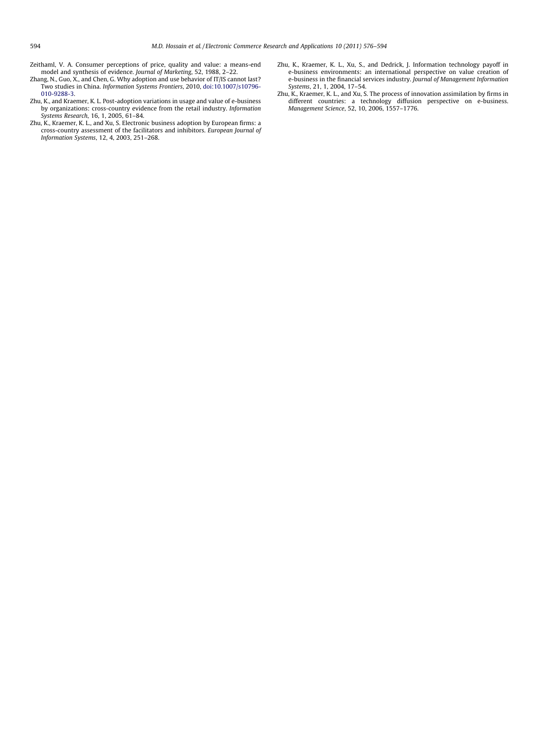Zeithaml, V. A. Consumer perceptions of price, quality and value: a means-end model and synthesis of evidence. *Journal of Marketing*, 52, 1988, 2–22.

Zhang, N., Guo, X., and Chen, G. Why adoption and use behavior of IT/IS cannot last? Two studies in China. *Information Systems Frontiers*, 2010, doi:10.1007/s10796-010-9288-3.

Zhu, K., and Kraemer, K. L. Post-adoption variations in usage and value of e-business by organizations: cross-country evidence from the retail industry. *Information Systems Research*, 16, 1, 2005, 61–84.

Zhu, K., Kraemer, K. L., and Xu, S. Electronic business adoption by European firms: a cross-country assessment of the facilitators and inhibitors. *European Journal of Information Systems*, 12, 4, 2003, 251–268.

Zhu, K., Kraemer, K. L., Xu, S., and Dedrick, J. Information technology payoff in e-business environments: an international perspective on value creation of e-business in the financial services industry. *Journal of Management Information Systems*, 21, 1, 2004, 17–54.

Zhu, K., Kraemer, K. L., and Xu, S. The process of innovation assimilation by firms in different countries: a technology diffusion perspective on e-business. *Management Science*, 52, 10, 2006, 1557–1776.